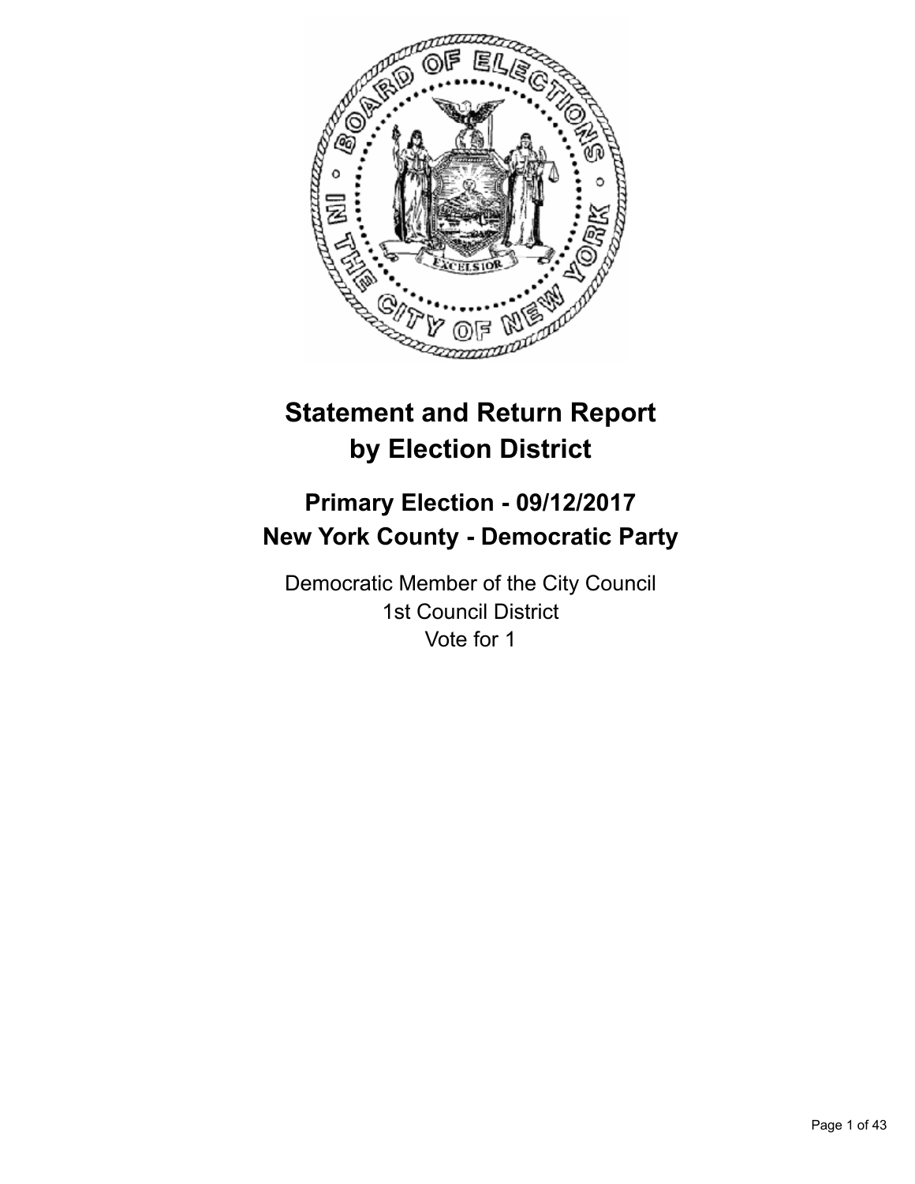# Statement and Return Report by Election District

## Primary Election - 09/12/2017
## New York County - Democratic Party

Democratic Member of the City Council
1st Council District
Vote for 1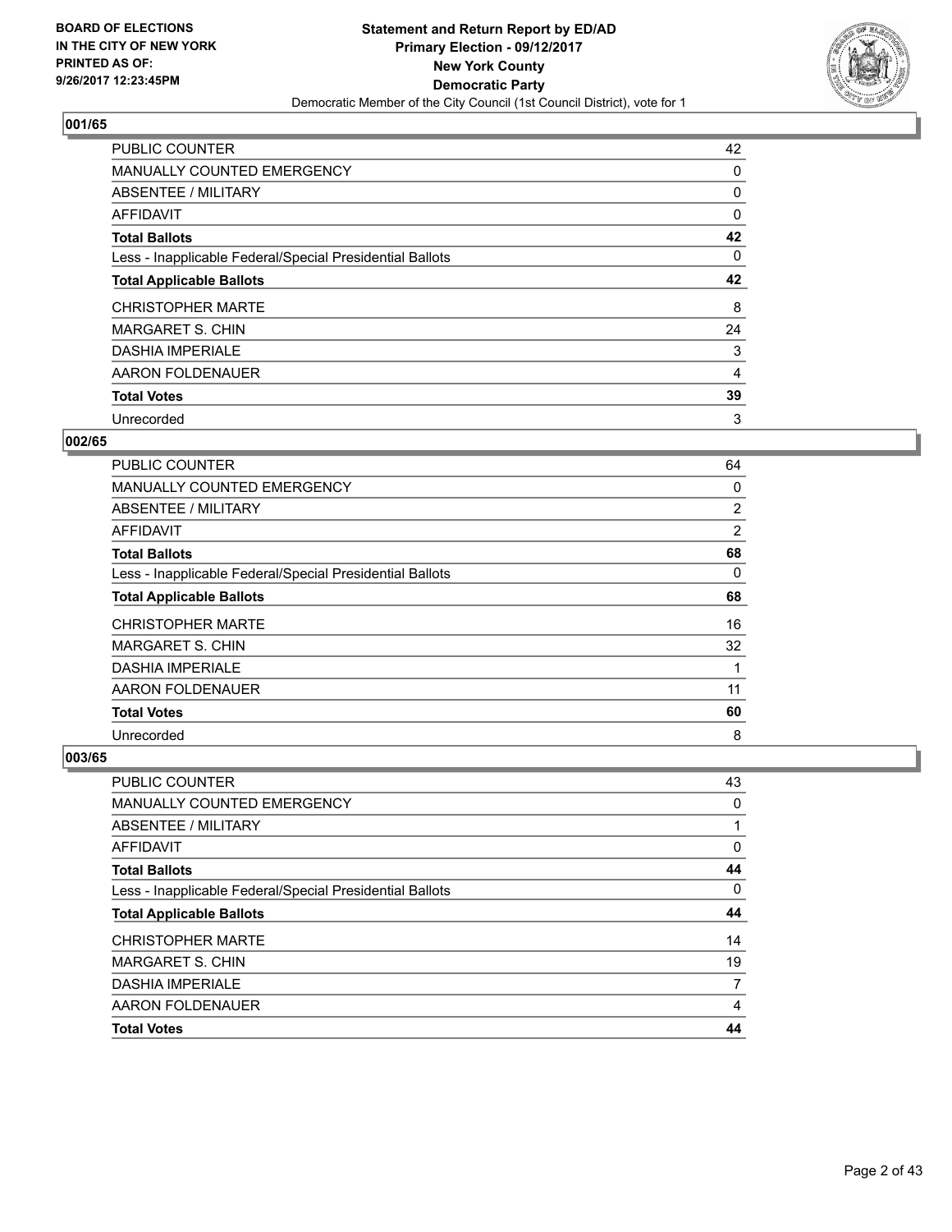**BOARD OF ELECTIONS IN THE CITY OF NEW YORK PRINTED AS OF: 9/26/2017 12:23:45PM**

**Statement and Return Report by ED/AD Primary Election - 09/12/2017 New York County Democratic Party**
Democratic Member of the City Council (1st Council District), vote for 1

### 001/65

| | |
|---|---|
| PUBLIC COUNTER | 42 |
| MANUALLY COUNTED EMERGENCY | 0 |
| ABSENTEE / MILITARY | 0 |
| AFFIDAVIT | 0 |
| **Total Ballots** | **42** |
| Less - Inapplicable Federal/Special Presidential Ballots | 0 |
| **Total Applicable Ballots** | **42** |
| CHRISTOPHER MARTE | 8 |
| MARGARET S. CHIN | 24 |
| DASHIA IMPERIALE | 3 |
| AARON FOLDENAUER | 4 |
| **Total Votes** | **39** |
| Unrecorded | 3 |

### 002/65

| | |
|---|---|
| PUBLIC COUNTER | 64 |
| MANUALLY COUNTED EMERGENCY | 0 |
| ABSENTEE / MILITARY | 2 |
| AFFIDAVIT | 2 |
| **Total Ballots** | **68** |
| Less - Inapplicable Federal/Special Presidential Ballots | 0 |
| **Total Applicable Ballots** | **68** |
| CHRISTOPHER MARTE | 16 |
| MARGARET S. CHIN | 32 |
| DASHIA IMPERIALE | 1 |
| AARON FOLDENAUER | 11 |
| **Total Votes** | **60** |
| Unrecorded | 8 |

### 003/65

| | |
|---|---|
| PUBLIC COUNTER | 43 |
| MANUALLY COUNTED EMERGENCY | 0 |
| ABSENTEE / MILITARY | 1 |
| AFFIDAVIT | 0 |
| **Total Ballots** | **44** |
| Less - Inapplicable Federal/Special Presidential Ballots | 0 |
| **Total Applicable Ballots** | **44** |
| CHRISTOPHER MARTE | 14 |
| MARGARET S. CHIN | 19 |
| DASHIA IMPERIALE | 7 |
| AARON FOLDENAUER | 4 |
| **Total Votes** | **44** |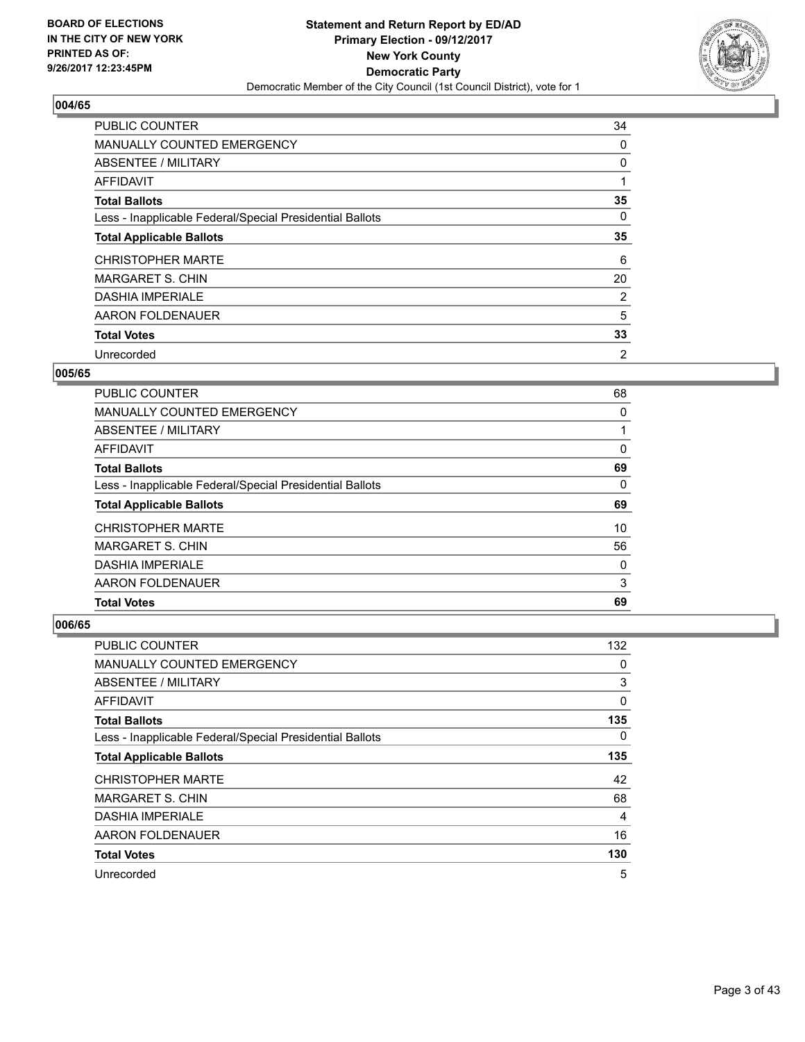**Statement and Return Report by ED/AD**
**Primary Election - 09/12/2017**
**New York County**
**Democratic Party**
Democratic Member of the City Council (1st Council District), vote for 1

BOARD OF ELECTIONS
IN THE CITY OF NEW YORK
PRINTED AS OF:
9/26/2017 12:23:45PM

### 004/65

| | |
|---|---|
| PUBLIC COUNTER | 34 |
| MANUALLY COUNTED EMERGENCY | 0 |
| ABSENTEE / MILITARY | 0 |
| AFFIDAVIT | 1 |
| **Total Ballots** | **35** |
| Less - Inapplicable Federal/Special Presidential Ballots | 0 |
| **Total Applicable Ballots** | **35** |
| CHRISTOPHER MARTE | 6 |
| MARGARET S. CHIN | 20 |
| DASHIA IMPERIALE | 2 |
| AARON FOLDENAUER | 5 |
| **Total Votes** | **33** |
| Unrecorded | 2 |

### 005/65

| | |
|---|---|
| PUBLIC COUNTER | 68 |
| MANUALLY COUNTED EMERGENCY | 0 |
| ABSENTEE / MILITARY | 1 |
| AFFIDAVIT | 0 |
| **Total Ballots** | **69** |
| Less - Inapplicable Federal/Special Presidential Ballots | 0 |
| **Total Applicable Ballots** | **69** |
| CHRISTOPHER MARTE | 10 |
| MARGARET S. CHIN | 56 |
| DASHIA IMPERIALE | 0 |
| AARON FOLDENAUER | 3 |
| **Total Votes** | **69** |

### 006/65

| | |
|---|---|
| PUBLIC COUNTER | 132 |
| MANUALLY COUNTED EMERGENCY | 0 |
| ABSENTEE / MILITARY | 3 |
| AFFIDAVIT | 0 |
| **Total Ballots** | **135** |
| Less - Inapplicable Federal/Special Presidential Ballots | 0 |
| **Total Applicable Ballots** | **135** |
| CHRISTOPHER MARTE | 42 |
| MARGARET S. CHIN | 68 |
| DASHIA IMPERIALE | 4 |
| AARON FOLDENAUER | 16 |
| **Total Votes** | **130** |
| Unrecorded | 5 |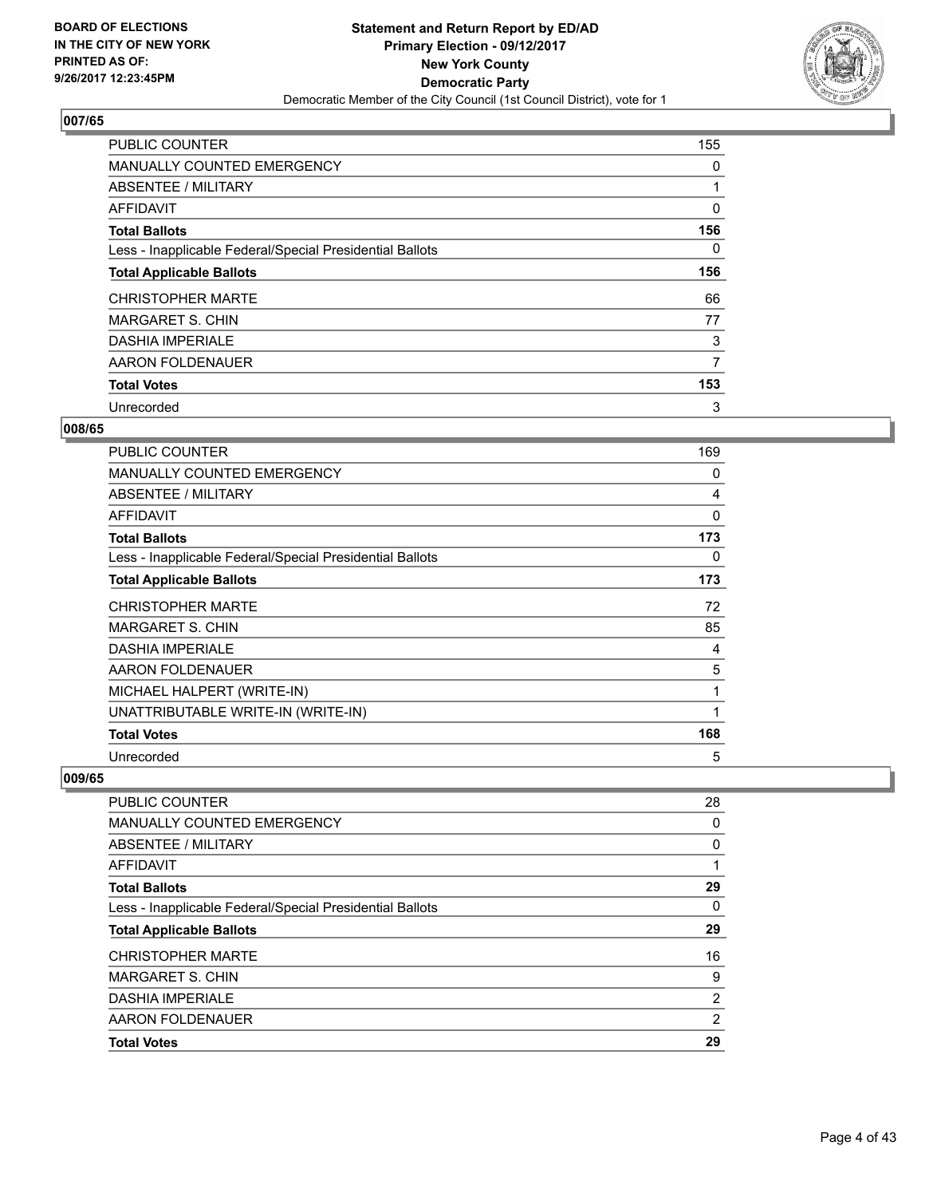## 007/65

| | |
|---|---|
| PUBLIC COUNTER | 155 |
| MANUALLY COUNTED EMERGENCY | 0 |
| ABSENTEE / MILITARY | 1 |
| AFFIDAVIT | 0 |
| **Total Ballots** | **156** |
| Less - Inapplicable Federal/Special Presidential Ballots | 0 |
| **Total Applicable Ballots** | **156** |
| CHRISTOPHER MARTE | 66 |
| MARGARET S. CHIN | 77 |
| DASHIA IMPERIALE | 3 |
| AARON FOLDENAUER | 7 |
| **Total Votes** | **153** |
| Unrecorded | 3 |

## 008/65

| | |
|---|---|
| PUBLIC COUNTER | 169 |
| MANUALLY COUNTED EMERGENCY | 0 |
| ABSENTEE / MILITARY | 4 |
| AFFIDAVIT | 0 |
| **Total Ballots** | **173** |
| Less - Inapplicable Federal/Special Presidential Ballots | 0 |
| **Total Applicable Ballots** | **173** |
| CHRISTOPHER MARTE | 72 |
| MARGARET S. CHIN | 85 |
| DASHIA IMPERIALE | 4 |
| AARON FOLDENAUER | 5 |
| MICHAEL HALPERT (WRITE-IN) | 1 |
| UNATTRIBUTABLE WRITE-IN (WRITE-IN) | 1 |
| **Total Votes** | **168** |
| Unrecorded | 5 |

## 009/65

| | |
|---|---|
| PUBLIC COUNTER | 28 |
| MANUALLY COUNTED EMERGENCY | 0 |
| ABSENTEE / MILITARY | 0 |
| AFFIDAVIT | 1 |
| **Total Ballots** | **29** |
| Less - Inapplicable Federal/Special Presidential Ballots | 0 |
| **Total Applicable Ballots** | **29** |
| CHRISTOPHER MARTE | 16 |
| MARGARET S. CHIN | 9 |
| DASHIA IMPERIALE | 2 |
| AARON FOLDENAUER | 2 |
| **Total Votes** | **29** |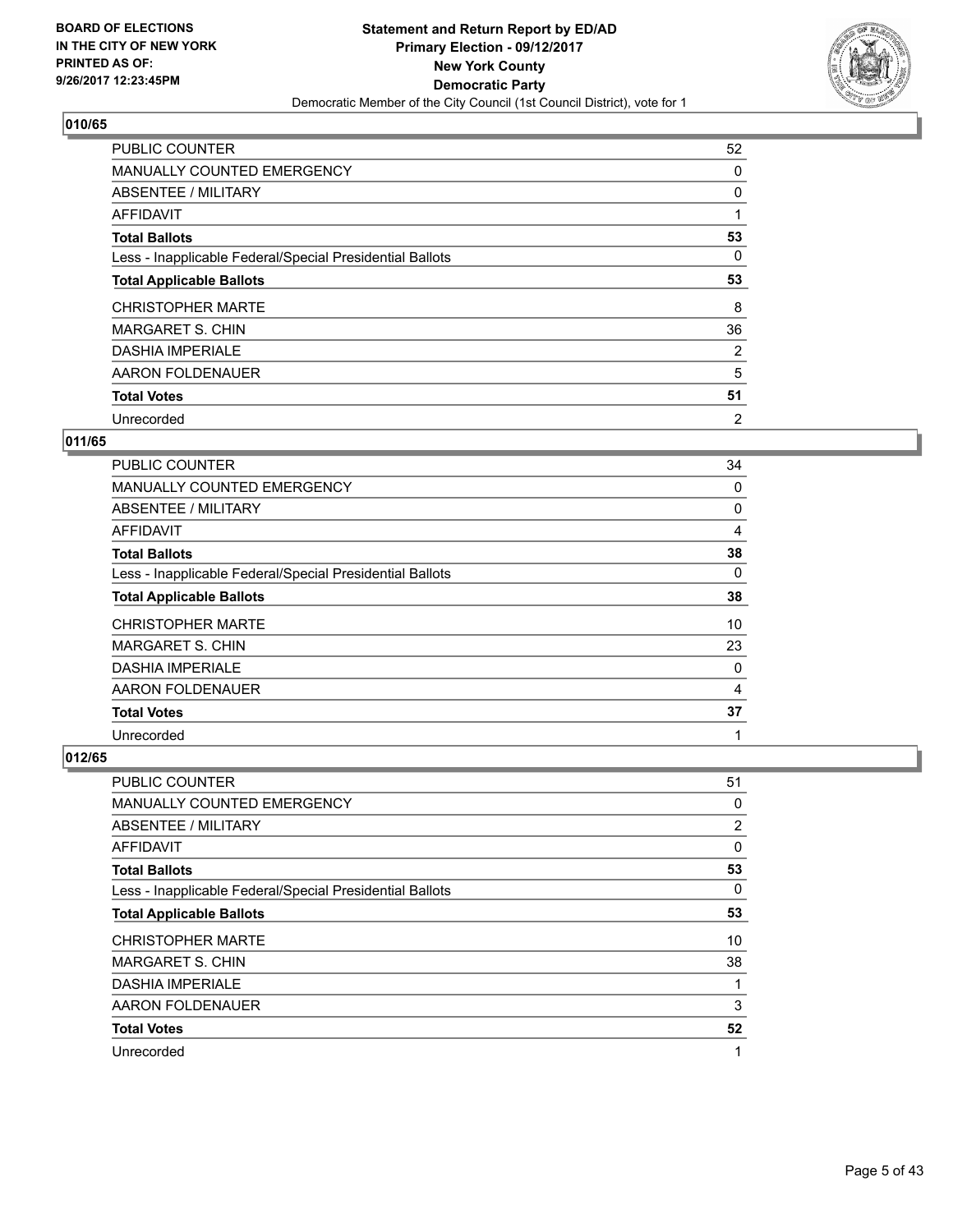**BOARD OF ELECTIONS IN THE CITY OF NEW YORK PRINTED AS OF: 9/26/2017 12:23:45PM**

**Statement and Return Report by ED/AD**
**Primary Election - 09/12/2017**
**New York County**
**Democratic Party**
Democratic Member of the City Council (1st Council District), vote for 1

## 010/65

| | |
|---|---|
| PUBLIC COUNTER | 52 |
| MANUALLY COUNTED EMERGENCY | 0 |
| ABSENTEE / MILITARY | 0 |
| AFFIDAVIT | 1 |
| **Total Ballots** | **53** |
| Less - Inapplicable Federal/Special Presidential Ballots | 0 |
| **Total Applicable Ballots** | **53** |
| CHRISTOPHER MARTE | 8 |
| MARGARET S. CHIN | 36 |
| DASHIA IMPERIALE | 2 |
| AARON FOLDENAUER | 5 |
| **Total Votes** | **51** |
| Unrecorded | 2 |

## 011/65

| | |
|---|---|
| PUBLIC COUNTER | 34 |
| MANUALLY COUNTED EMERGENCY | 0 |
| ABSENTEE / MILITARY | 0 |
| AFFIDAVIT | 4 |
| **Total Ballots** | **38** |
| Less - Inapplicable Federal/Special Presidential Ballots | 0 |
| **Total Applicable Ballots** | **38** |
| CHRISTOPHER MARTE | 10 |
| MARGARET S. CHIN | 23 |
| DASHIA IMPERIALE | 0 |
| AARON FOLDENAUER | 4 |
| **Total Votes** | **37** |
| Unrecorded | 1 |

## 012/65

| | |
|---|---|
| PUBLIC COUNTER | 51 |
| MANUALLY COUNTED EMERGENCY | 0 |
| ABSENTEE / MILITARY | 2 |
| AFFIDAVIT | 0 |
| **Total Ballots** | **53** |
| Less - Inapplicable Federal/Special Presidential Ballots | 0 |
| **Total Applicable Ballots** | **53** |
| CHRISTOPHER MARTE | 10 |
| MARGARET S. CHIN | 38 |
| DASHIA IMPERIALE | 1 |
| AARON FOLDENAUER | 3 |
| **Total Votes** | **52** |
| Unrecorded | 1 |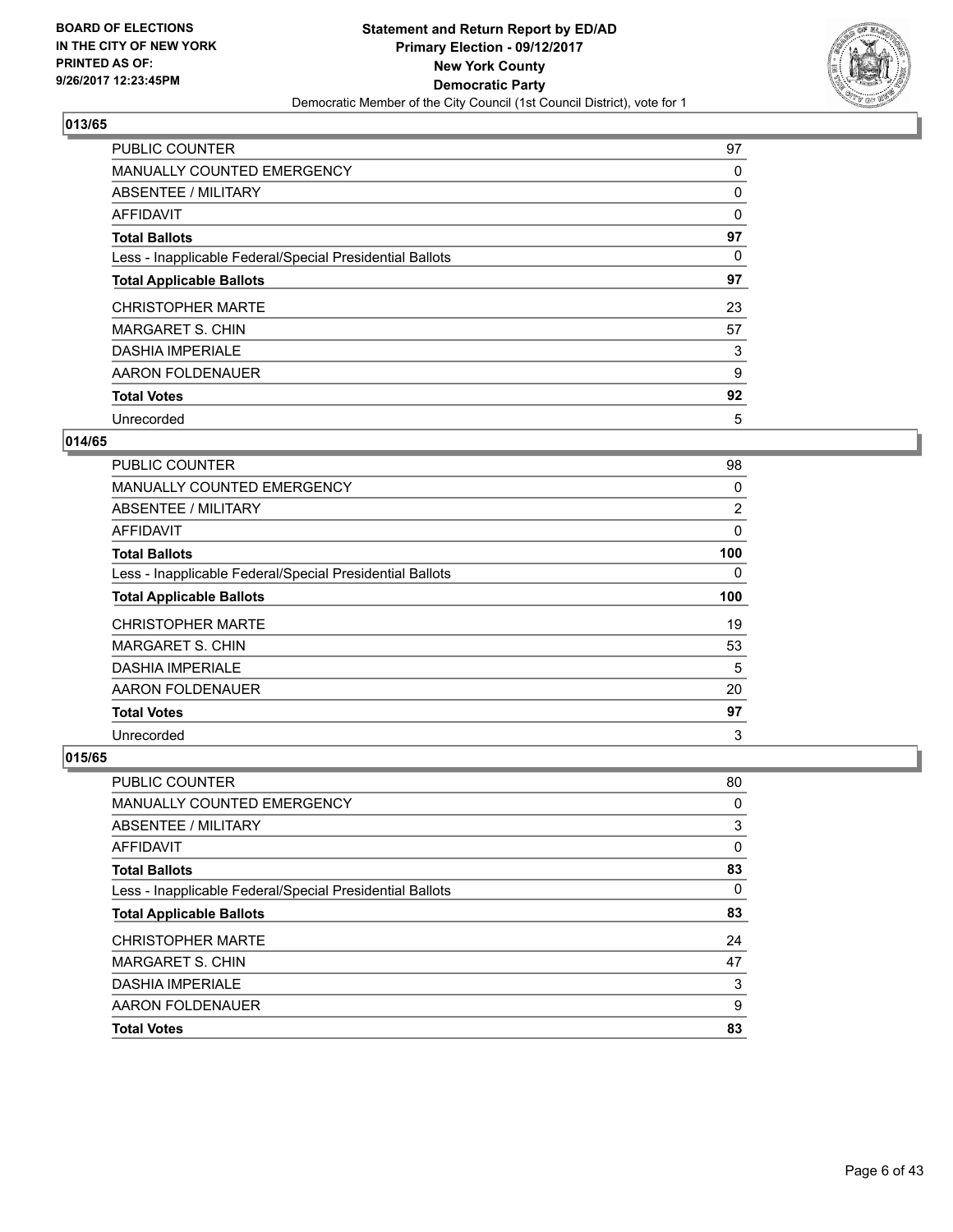**BOARD OF ELECTIONS IN THE CITY OF NEW YORK PRINTED AS OF: 9/26/2017 12:23:45PM**

**Statement and Return Report by ED/AD Primary Election - 09/12/2017 New York County Democratic Party**
Democratic Member of the City Council (1st Council District), vote for 1

## 013/65

| | |
|---|---|
| PUBLIC COUNTER | 97 |
| MANUALLY COUNTED EMERGENCY | 0 |
| ABSENTEE / MILITARY | 0 |
| AFFIDAVIT | 0 |
| **Total Ballots** | **97** |
| Less - Inapplicable Federal/Special Presidential Ballots | 0 |
| **Total Applicable Ballots** | **97** |
| CHRISTOPHER MARTE | 23 |
| MARGARET S. CHIN | 57 |
| DASHIA IMPERIALE | 3 |
| AARON FOLDENAUER | 9 |
| **Total Votes** | **92** |
| Unrecorded | 5 |

## 014/65

| | |
|---|---|
| PUBLIC COUNTER | 98 |
| MANUALLY COUNTED EMERGENCY | 0 |
| ABSENTEE / MILITARY | 2 |
| AFFIDAVIT | 0 |
| **Total Ballots** | **100** |
| Less - Inapplicable Federal/Special Presidential Ballots | 0 |
| **Total Applicable Ballots** | **100** |
| CHRISTOPHER MARTE | 19 |
| MARGARET S. CHIN | 53 |
| DASHIA IMPERIALE | 5 |
| AARON FOLDENAUER | 20 |
| **Total Votes** | **97** |
| Unrecorded | 3 |

## 015/65

| | |
|---|---|
| PUBLIC COUNTER | 80 |
| MANUALLY COUNTED EMERGENCY | 0 |
| ABSENTEE / MILITARY | 3 |
| AFFIDAVIT | 0 |
| **Total Ballots** | **83** |
| Less - Inapplicable Federal/Special Presidential Ballots | 0 |
| **Total Applicable Ballots** | **83** |
| CHRISTOPHER MARTE | 24 |
| MARGARET S. CHIN | 47 |
| DASHIA IMPERIALE | 3 |
| AARON FOLDENAUER | 9 |
| **Total Votes** | **83** |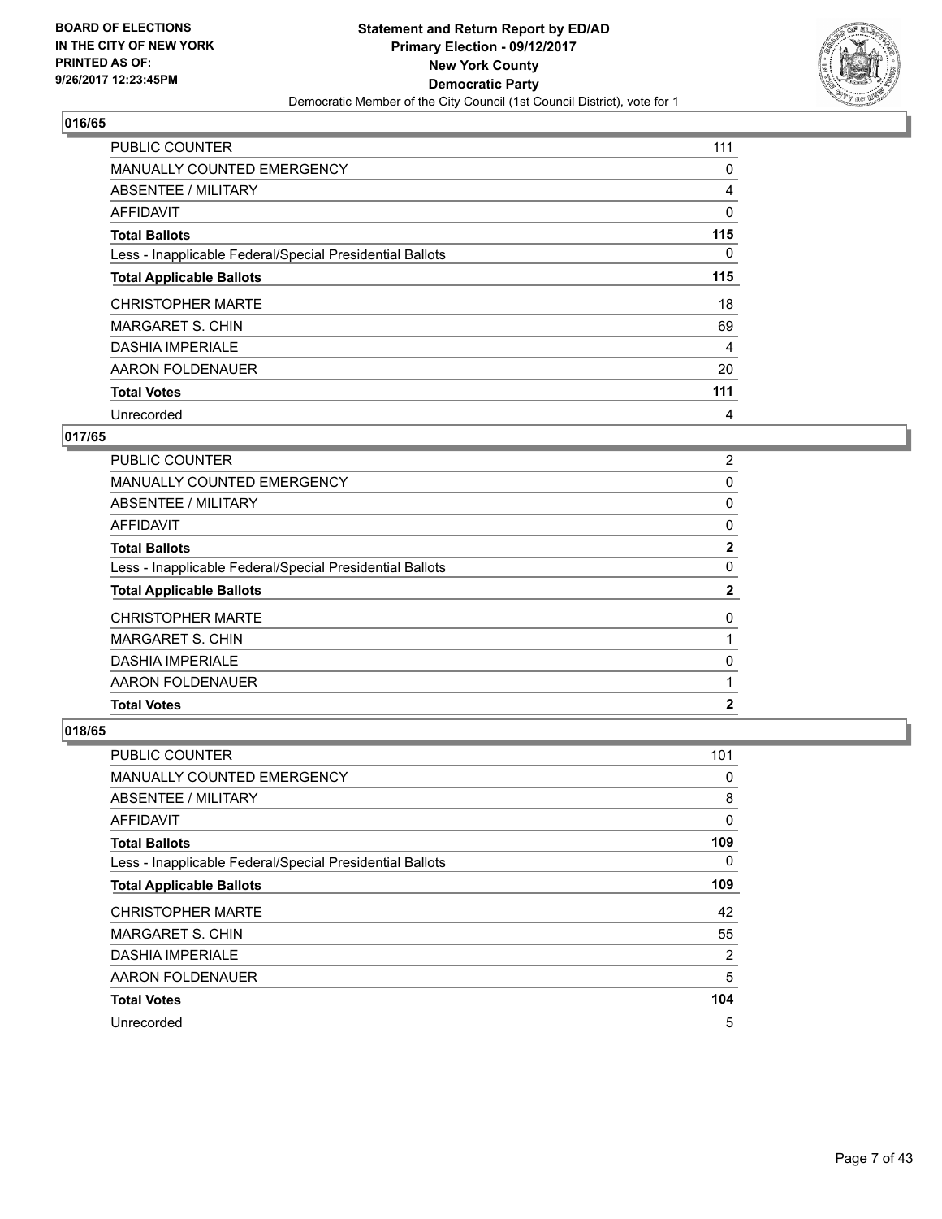BOARD OF ELECTIONS
IN THE CITY OF NEW YORK
PRINTED AS OF:
9/26/2017 12:23:45PM

**Statement and Return Report by ED/AD**
**Primary Election - 09/12/2017**
**New York County**
**Democratic Party**
Democratic Member of the City Council (1st Council District), vote for 1

## 016/65

| | |
|---|---|
| PUBLIC COUNTER | 111 |
| MANUALLY COUNTED EMERGENCY | 0 |
| ABSENTEE / MILITARY | 4 |
| AFFIDAVIT | 0 |
| **Total Ballots** | **115** |
| Less - Inapplicable Federal/Special Presidential Ballots | 0 |
| **Total Applicable Ballots** | **115** |
| CHRISTOPHER MARTE | 18 |
| MARGARET S. CHIN | 69 |
| DASHIA IMPERIALE | 4 |
| AARON FOLDENAUER | 20 |
| **Total Votes** | **111** |
| Unrecorded | 4 |

## 017/65

| | |
|---|---|
| PUBLIC COUNTER | 2 |
| MANUALLY COUNTED EMERGENCY | 0 |
| ABSENTEE / MILITARY | 0 |
| AFFIDAVIT | 0 |
| **Total Ballots** | **2** |
| Less - Inapplicable Federal/Special Presidential Ballots | 0 |
| **Total Applicable Ballots** | **2** |
| CHRISTOPHER MARTE | 0 |
| MARGARET S. CHIN | 1 |
| DASHIA IMPERIALE | 0 |
| AARON FOLDENAUER | 1 |
| **Total Votes** | **2** |

## 018/65

| | |
|---|---|
| PUBLIC COUNTER | 101 |
| MANUALLY COUNTED EMERGENCY | 0 |
| ABSENTEE / MILITARY | 8 |
| AFFIDAVIT | 0 |
| **Total Ballots** | **109** |
| Less - Inapplicable Federal/Special Presidential Ballots | 0 |
| **Total Applicable Ballots** | **109** |
| CHRISTOPHER MARTE | 42 |
| MARGARET S. CHIN | 55 |
| DASHIA IMPERIALE | 2 |
| AARON FOLDENAUER | 5 |
| **Total Votes** | **104** |
| Unrecorded | 5 |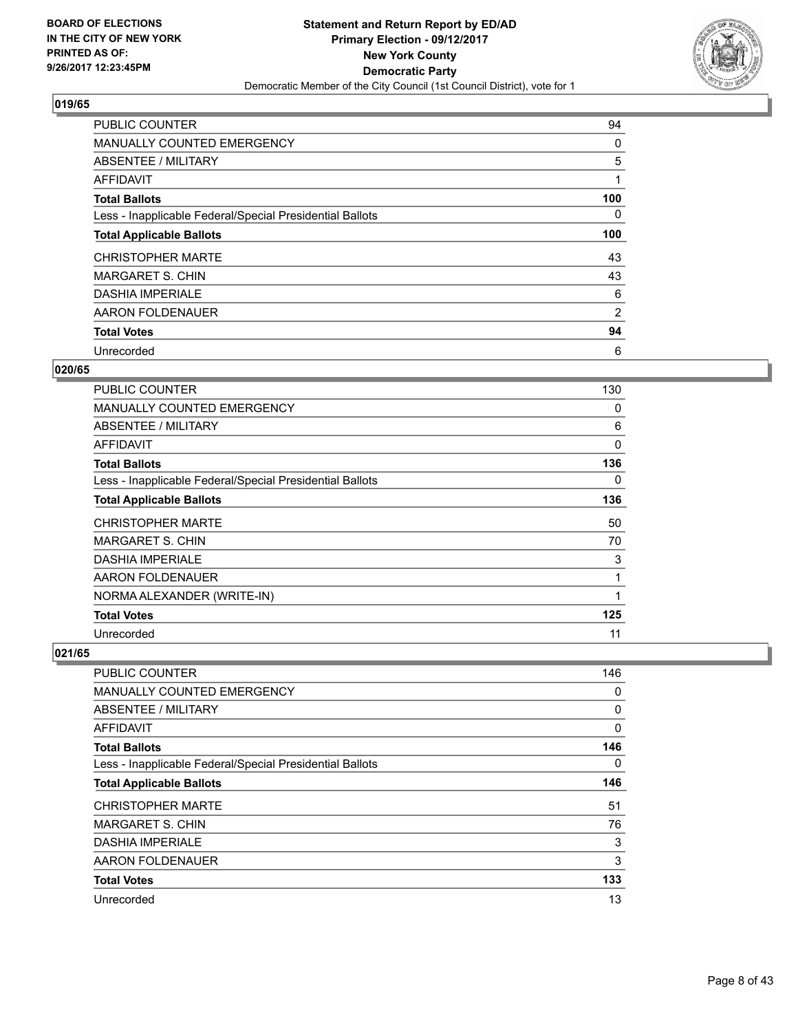**BOARD OF ELECTIONS**
**IN THE CITY OF NEW YORK**
**PRINTED AS OF:**
**9/26/2017 12:23:45PM**

**Statement and Return Report by ED/AD**
**Primary Election - 09/12/2017**
**New York County**
**Democratic Party**
Democratic Member of the City Council (1st Council District), vote for 1

### 019/65

| | |
|---|---|
| PUBLIC COUNTER | 94 |
| MANUALLY COUNTED EMERGENCY | 0 |
| ABSENTEE / MILITARY | 5 |
| AFFIDAVIT | 1 |
| **Total Ballots** | **100** |
| Less - Inapplicable Federal/Special Presidential Ballots | 0 |
| **Total Applicable Ballots** | **100** |
| CHRISTOPHER MARTE | 43 |
| MARGARET S. CHIN | 43 |
| DASHIA IMPERIALE | 6 |
| AARON FOLDENAUER | 2 |
| **Total Votes** | **94** |
| Unrecorded | 6 |

### 020/65

| | |
|---|---|
| PUBLIC COUNTER | 130 |
| MANUALLY COUNTED EMERGENCY | 0 |
| ABSENTEE / MILITARY | 6 |
| AFFIDAVIT | 0 |
| **Total Ballots** | **136** |
| Less - Inapplicable Federal/Special Presidential Ballots | 0 |
| **Total Applicable Ballots** | **136** |
| CHRISTOPHER MARTE | 50 |
| MARGARET S. CHIN | 70 |
| DASHIA IMPERIALE | 3 |
| AARON FOLDENAUER | 1 |
| NORMA ALEXANDER (WRITE-IN) | 1 |
| **Total Votes** | **125** |
| Unrecorded | 11 |

### 021/65

| | |
|---|---|
| PUBLIC COUNTER | 146 |
| MANUALLY COUNTED EMERGENCY | 0 |
| ABSENTEE / MILITARY | 0 |
| AFFIDAVIT | 0 |
| **Total Ballots** | **146** |
| Less - Inapplicable Federal/Special Presidential Ballots | 0 |
| **Total Applicable Ballots** | **146** |
| CHRISTOPHER MARTE | 51 |
| MARGARET S. CHIN | 76 |
| DASHIA IMPERIALE | 3 |
| AARON FOLDENAUER | 3 |
| **Total Votes** | **133** |
| Unrecorded | 13 |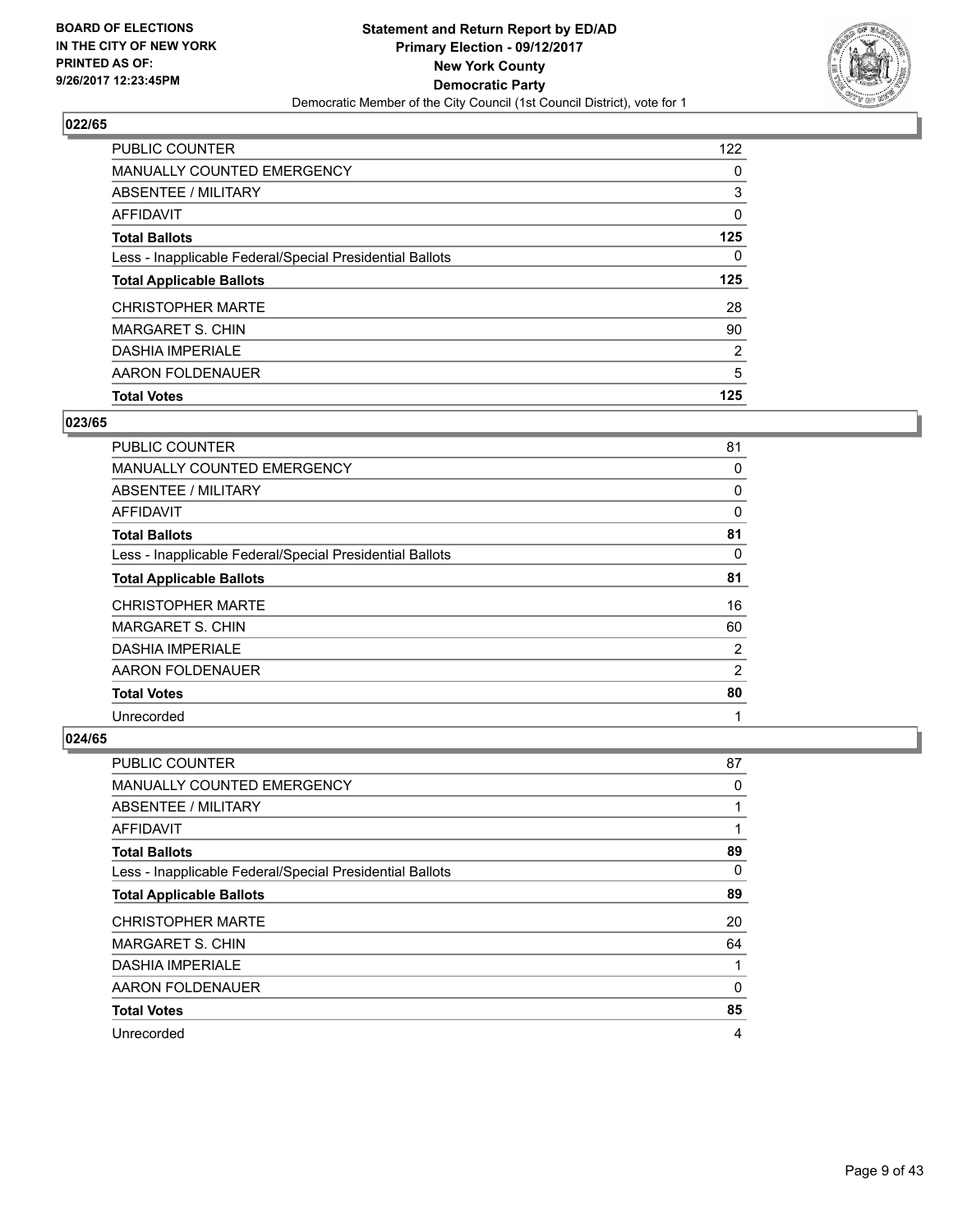**BOARD OF ELECTIONS IN THE CITY OF NEW YORK PRINTED AS OF: 9/26/2017 12:23:45PM**

**Statement and Return Report by ED/AD Primary Election - 09/12/2017 New York County Democratic Party**

Democratic Member of the City Council (1st Council District), vote for 1

### 022/65

| | |
|---|---|
| PUBLIC COUNTER | 122 |
| MANUALLY COUNTED EMERGENCY | 0 |
| ABSENTEE / MILITARY | 3 |
| AFFIDAVIT | 0 |
| **Total Ballots** | **125** |
| Less - Inapplicable Federal/Special Presidential Ballots | 0 |
| **Total Applicable Ballots** | **125** |
| CHRISTOPHER MARTE | 28 |
| MARGARET S. CHIN | 90 |
| DASHIA IMPERIALE | 2 |
| AARON FOLDENAUER | 5 |
| **Total Votes** | **125** |

### 023/65

| | |
|---|---|
| PUBLIC COUNTER | 81 |
| MANUALLY COUNTED EMERGENCY | 0 |
| ABSENTEE / MILITARY | 0 |
| AFFIDAVIT | 0 |
| **Total Ballots** | **81** |
| Less - Inapplicable Federal/Special Presidential Ballots | 0 |
| **Total Applicable Ballots** | **81** |
| CHRISTOPHER MARTE | 16 |
| MARGARET S. CHIN | 60 |
| DASHIA IMPERIALE | 2 |
| AARON FOLDENAUER | 2 |
| **Total Votes** | **80** |
| Unrecorded | 1 |

### 024/65

| | |
|---|---|
| PUBLIC COUNTER | 87 |
| MANUALLY COUNTED EMERGENCY | 0 |
| ABSENTEE / MILITARY | 1 |
| AFFIDAVIT | 1 |
| **Total Ballots** | **89** |
| Less - Inapplicable Federal/Special Presidential Ballots | 0 |
| **Total Applicable Ballots** | **89** |
| CHRISTOPHER MARTE | 20 |
| MARGARET S. CHIN | 64 |
| DASHIA IMPERIALE | 1 |
| AARON FOLDENAUER | 0 |
| **Total Votes** | **85** |
| Unrecorded | 4 |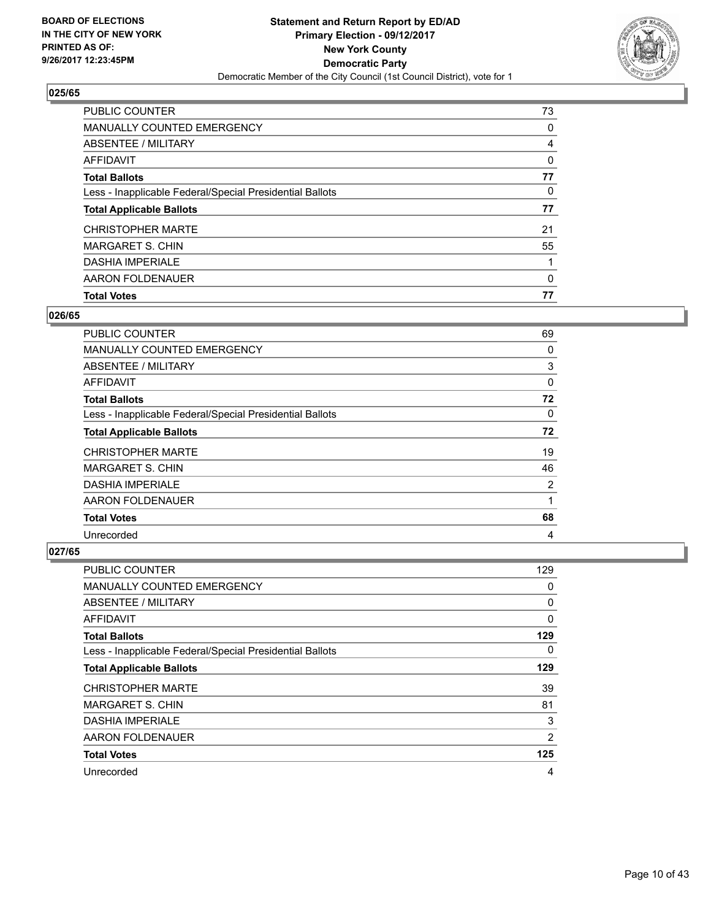**BOARD OF ELECTIONS IN THE CITY OF NEW YORK PRINTED AS OF: 9/26/2017 12:23:45PM**

**Statement and Return Report by ED/AD Primary Election - 09/12/2017 New York County Democratic Party**

Democratic Member of the City Council (1st Council District), vote for 1

### 025/65

| | |
|---|---|
| PUBLIC COUNTER | 73 |
| MANUALLY COUNTED EMERGENCY | 0 |
| ABSENTEE / MILITARY | 4 |
| AFFIDAVIT | 0 |
| **Total Ballots** | **77** |
| Less - Inapplicable Federal/Special Presidential Ballots | 0 |
| **Total Applicable Ballots** | **77** |
| CHRISTOPHER MARTE | 21 |
| MARGARET S. CHIN | 55 |
| DASHIA IMPERIALE | 1 |
| AARON FOLDENAUER | 0 |
| **Total Votes** | **77** |

### 026/65

| | |
|---|---|
| PUBLIC COUNTER | 69 |
| MANUALLY COUNTED EMERGENCY | 0 |
| ABSENTEE / MILITARY | 3 |
| AFFIDAVIT | 0 |
| **Total Ballots** | **72** |
| Less - Inapplicable Federal/Special Presidential Ballots | 0 |
| **Total Applicable Ballots** | **72** |
| CHRISTOPHER MARTE | 19 |
| MARGARET S. CHIN | 46 |
| DASHIA IMPERIALE | 2 |
| AARON FOLDENAUER | 1 |
| **Total Votes** | **68** |
| Unrecorded | 4 |

### 027/65

| | |
|---|---|
| PUBLIC COUNTER | 129 |
| MANUALLY COUNTED EMERGENCY | 0 |
| ABSENTEE / MILITARY | 0 |
| AFFIDAVIT | 0 |
| **Total Ballots** | **129** |
| Less - Inapplicable Federal/Special Presidential Ballots | 0 |
| **Total Applicable Ballots** | **129** |
| CHRISTOPHER MARTE | 39 |
| MARGARET S. CHIN | 81 |
| DASHIA IMPERIALE | 3 |
| AARON FOLDENAUER | 2 |
| **Total Votes** | **125** |
| Unrecorded | 4 |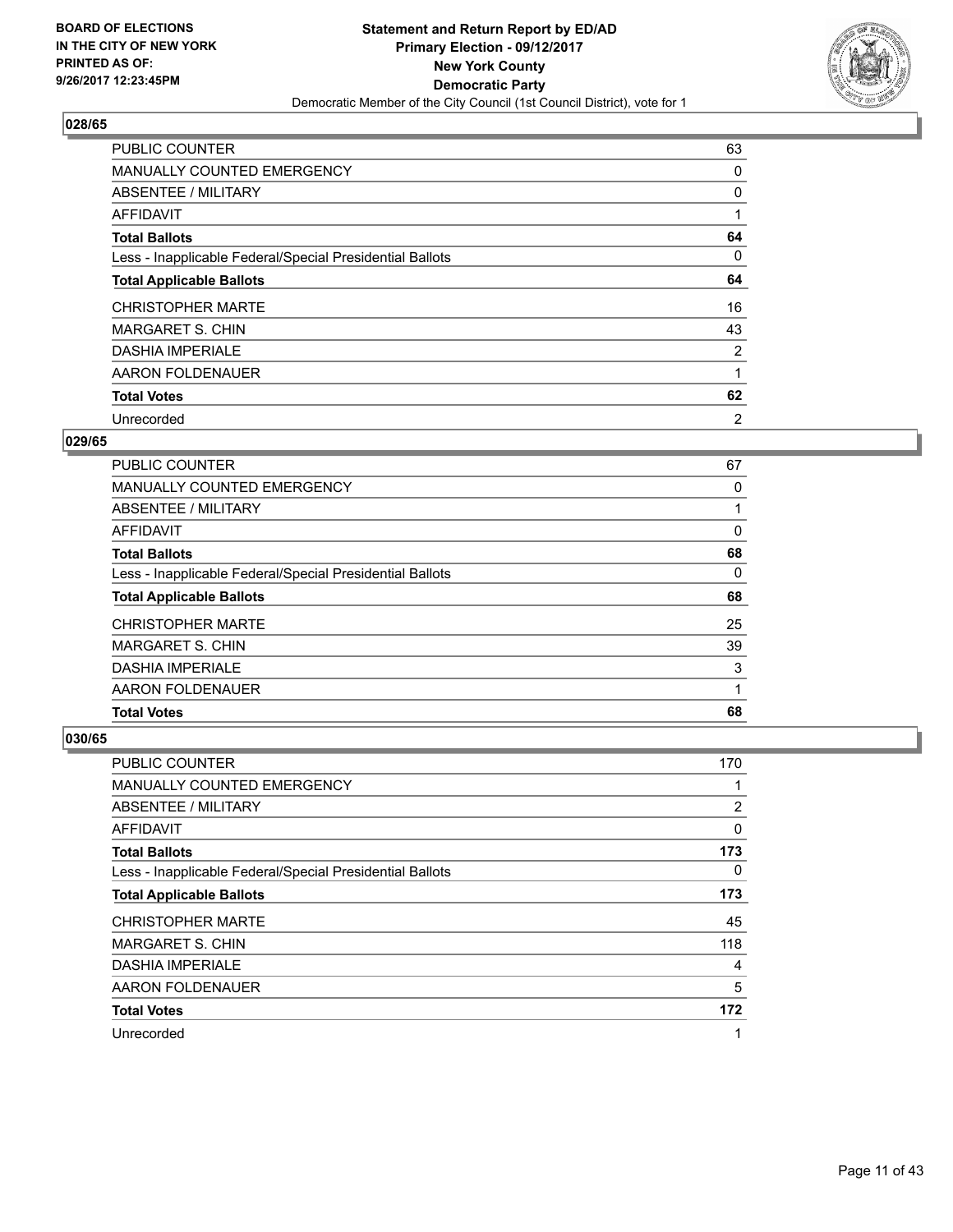**BOARD OF ELECTIONS**
**IN THE CITY OF NEW YORK**
**PRINTED AS OF:**
**9/26/2017 12:23:45PM**

**Statement and Return Report by ED/AD**
**Primary Election - 09/12/2017**
**New York County**
**Democratic Party**
Democratic Member of the City Council (1st Council District), vote for 1

### 028/65

| | |
|---|---|
| PUBLIC COUNTER | 63 |
| MANUALLY COUNTED EMERGENCY | 0 |
| ABSENTEE / MILITARY | 0 |
| AFFIDAVIT | 1 |
| **Total Ballots** | **64** |
| Less - Inapplicable Federal/Special Presidential Ballots | 0 |
| **Total Applicable Ballots** | **64** |
| CHRISTOPHER MARTE | 16 |
| MARGARET S. CHIN | 43 |
| DASHIA IMPERIALE | 2 |
| AARON FOLDENAUER | 1 |
| **Total Votes** | **62** |
| Unrecorded | 2 |

### 029/65

| | |
|---|---|
| PUBLIC COUNTER | 67 |
| MANUALLY COUNTED EMERGENCY | 0 |
| ABSENTEE / MILITARY | 1 |
| AFFIDAVIT | 0 |
| **Total Ballots** | **68** |
| Less - Inapplicable Federal/Special Presidential Ballots | 0 |
| **Total Applicable Ballots** | **68** |
| CHRISTOPHER MARTE | 25 |
| MARGARET S. CHIN | 39 |
| DASHIA IMPERIALE | 3 |
| AARON FOLDENAUER | 1 |
| **Total Votes** | **68** |

### 030/65

| | |
|---|---|
| PUBLIC COUNTER | 170 |
| MANUALLY COUNTED EMERGENCY | 1 |
| ABSENTEE / MILITARY | 2 |
| AFFIDAVIT | 0 |
| **Total Ballots** | **173** |
| Less - Inapplicable Federal/Special Presidential Ballots | 0 |
| **Total Applicable Ballots** | **173** |
| CHRISTOPHER MARTE | 45 |
| MARGARET S. CHIN | 118 |
| DASHIA IMPERIALE | 4 |
| AARON FOLDENAUER | 5 |
| **Total Votes** | **172** |
| Unrecorded | 1 |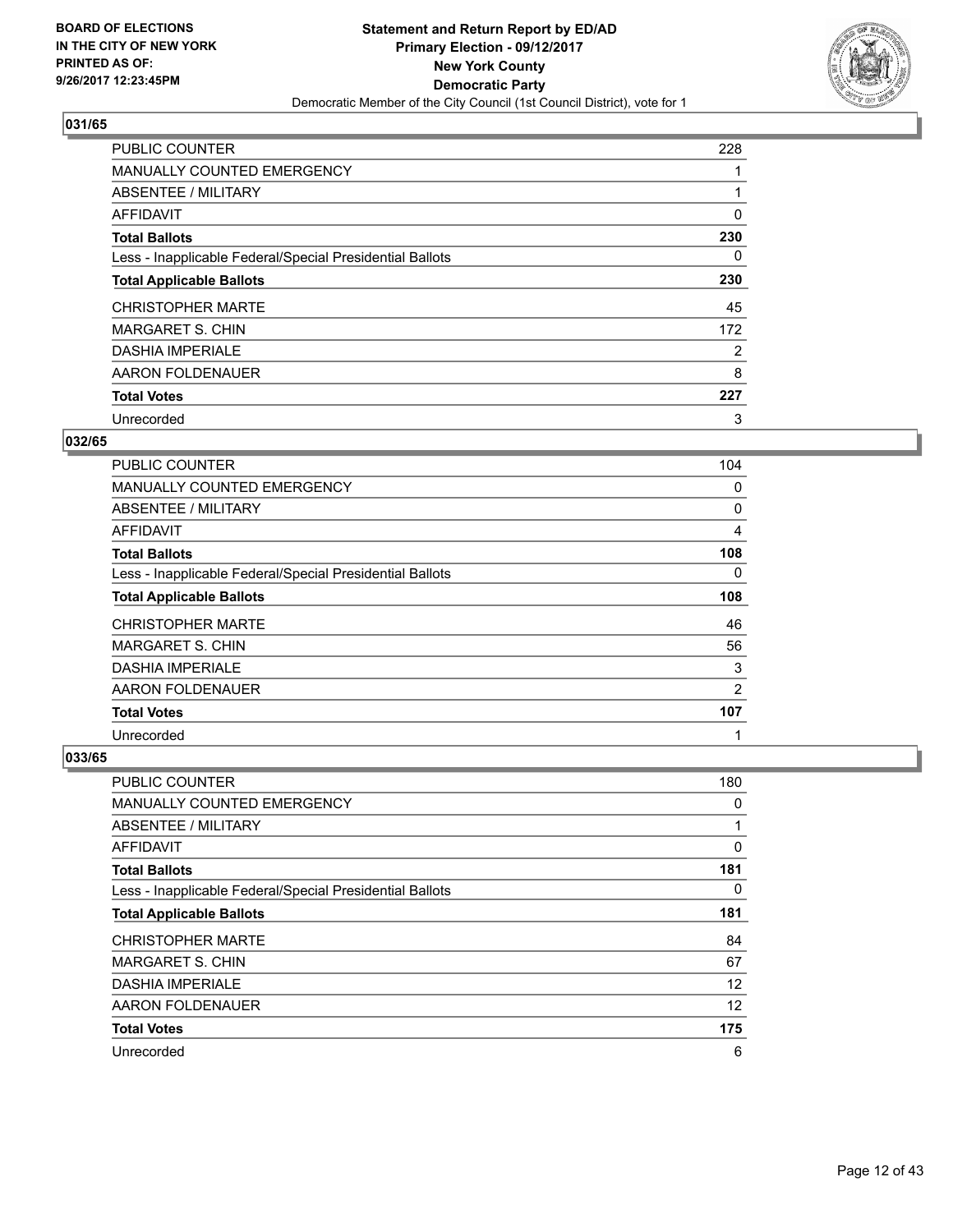BOARD OF ELECTIONS
IN THE CITY OF NEW YORK
PRINTED AS OF:
9/26/2017 12:23:45PM

**Statement and Return Report by ED/AD**
**Primary Election - 09/12/2017**
**New York County**
**Democratic Party**
Democratic Member of the City Council (1st Council District), vote for 1

### 031/65

| | |
|---|---|
| PUBLIC COUNTER | 228 |
| MANUALLY COUNTED EMERGENCY | 1 |
| ABSENTEE / MILITARY | 1 |
| AFFIDAVIT | 0 |
| **Total Ballots** | **230** |
| Less - Inapplicable Federal/Special Presidential Ballots | 0 |
| **Total Applicable Ballots** | **230** |
| CHRISTOPHER MARTE | 45 |
| MARGARET S. CHIN | 172 |
| DASHIA IMPERIALE | 2 |
| AARON FOLDENAUER | 8 |
| **Total Votes** | **227** |
| Unrecorded | 3 |

### 032/65

| | |
|---|---|
| PUBLIC COUNTER | 104 |
| MANUALLY COUNTED EMERGENCY | 0 |
| ABSENTEE / MILITARY | 0 |
| AFFIDAVIT | 4 |
| **Total Ballots** | **108** |
| Less - Inapplicable Federal/Special Presidential Ballots | 0 |
| **Total Applicable Ballots** | **108** |
| CHRISTOPHER MARTE | 46 |
| MARGARET S. CHIN | 56 |
| DASHIA IMPERIALE | 3 |
| AARON FOLDENAUER | 2 |
| **Total Votes** | **107** |
| Unrecorded | 1 |

### 033/65

| | |
|---|---|
| PUBLIC COUNTER | 180 |
| MANUALLY COUNTED EMERGENCY | 0 |
| ABSENTEE / MILITARY | 1 |
| AFFIDAVIT | 0 |
| **Total Ballots** | **181** |
| Less - Inapplicable Federal/Special Presidential Ballots | 0 |
| **Total Applicable Ballots** | **181** |
| CHRISTOPHER MARTE | 84 |
| MARGARET S. CHIN | 67 |
| DASHIA IMPERIALE | 12 |
| AARON FOLDENAUER | 12 |
| **Total Votes** | **175** |
| Unrecorded | 6 |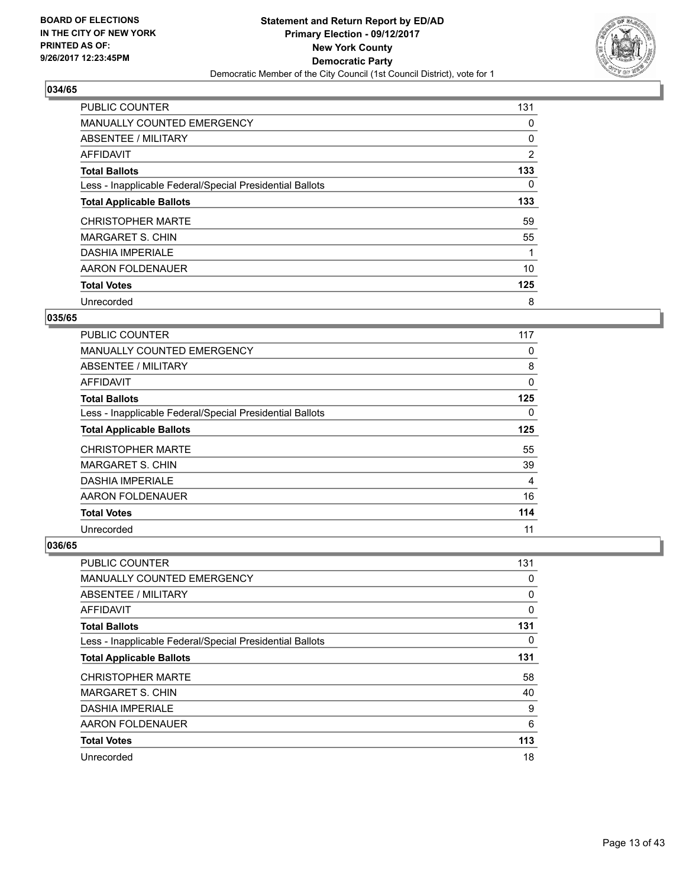BOARD OF ELECTIONS
IN THE CITY OF NEW YORK
PRINTED AS OF:
9/26/2017 12:23:45PM

**Statement and Return Report by ED/AD**
**Primary Election - 09/12/2017**
**New York County**
**Democratic Party**
Democratic Member of the City Council (1st Council District), vote for 1

### 034/65

| | |
|---|---|
| PUBLIC COUNTER | 131 |
| MANUALLY COUNTED EMERGENCY | 0 |
| ABSENTEE / MILITARY | 0 |
| AFFIDAVIT | 2 |
| **Total Ballots** | **133** |
| Less - Inapplicable Federal/Special Presidential Ballots | 0 |
| **Total Applicable Ballots** | **133** |
| CHRISTOPHER MARTE | 59 |
| MARGARET S. CHIN | 55 |
| DASHIA IMPERIALE | 1 |
| AARON FOLDENAUER | 10 |
| **Total Votes** | **125** |
| Unrecorded | 8 |

### 035/65

| | |
|---|---|
| PUBLIC COUNTER | 117 |
| MANUALLY COUNTED EMERGENCY | 0 |
| ABSENTEE / MILITARY | 8 |
| AFFIDAVIT | 0 |
| **Total Ballots** | **125** |
| Less - Inapplicable Federal/Special Presidential Ballots | 0 |
| **Total Applicable Ballots** | **125** |
| CHRISTOPHER MARTE | 55 |
| MARGARET S. CHIN | 39 |
| DASHIA IMPERIALE | 4 |
| AARON FOLDENAUER | 16 |
| **Total Votes** | **114** |
| Unrecorded | 11 |

### 036/65

| | |
|---|---|
| PUBLIC COUNTER | 131 |
| MANUALLY COUNTED EMERGENCY | 0 |
| ABSENTEE / MILITARY | 0 |
| AFFIDAVIT | 0 |
| **Total Ballots** | **131** |
| Less - Inapplicable Federal/Special Presidential Ballots | 0 |
| **Total Applicable Ballots** | **131** |
| CHRISTOPHER MARTE | 58 |
| MARGARET S. CHIN | 40 |
| DASHIA IMPERIALE | 9 |
| AARON FOLDENAUER | 6 |
| **Total Votes** | **113** |
| Unrecorded | 18 |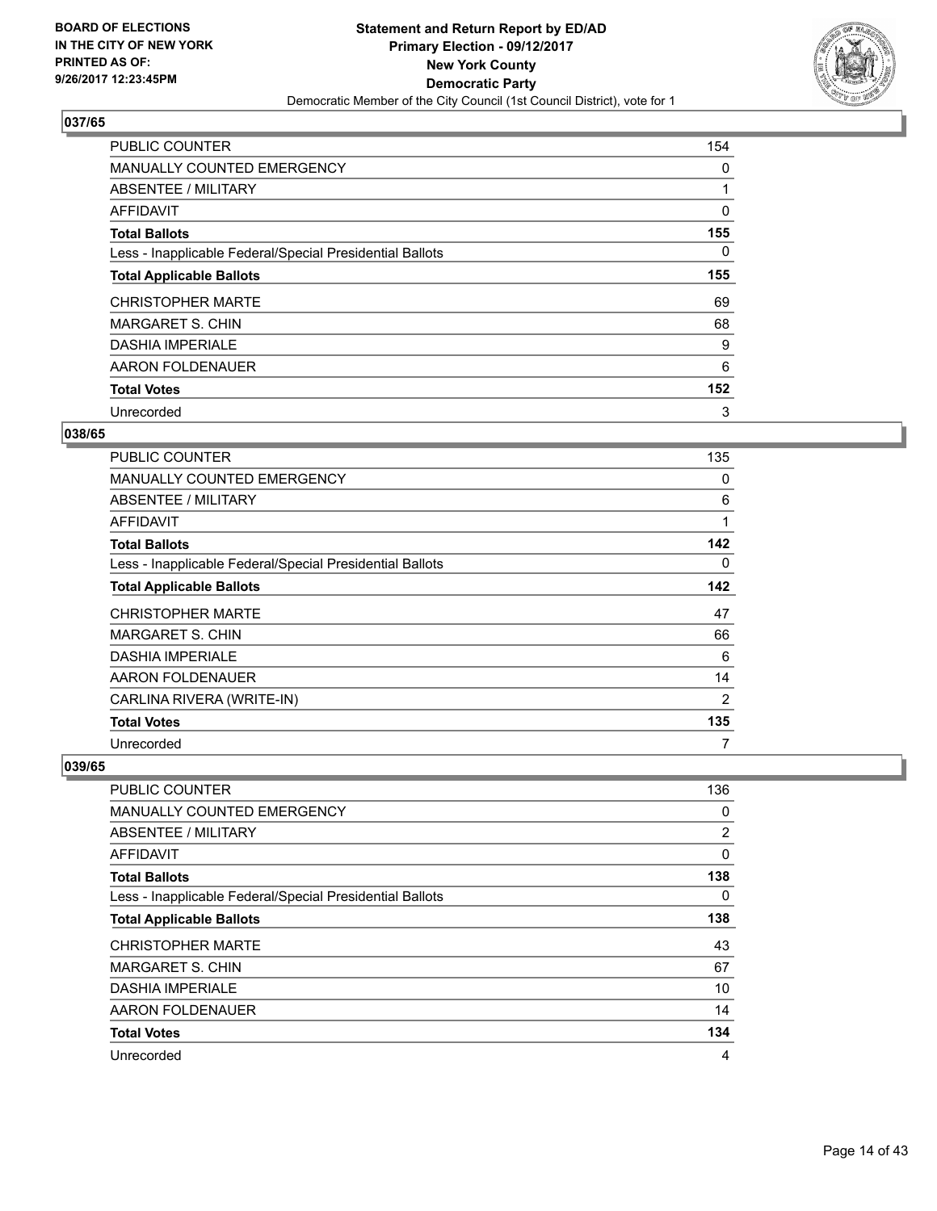**BOARD OF ELECTIONS IN THE CITY OF NEW YORK PRINTED AS OF: 9/26/2017 12:23:45PM**

**Statement and Return Report by ED/AD**
**Primary Election - 09/12/2017**
**New York County**
**Democratic Party**
Democratic Member of the City Council (1st Council District), vote for 1

## 037/65

| | |
|---|---|
| PUBLIC COUNTER | 154 |
| MANUALLY COUNTED EMERGENCY | 0 |
| ABSENTEE / MILITARY | 1 |
| AFFIDAVIT | 0 |
| **Total Ballots** | **155** |
| Less - Inapplicable Federal/Special Presidential Ballots | 0 |
| **Total Applicable Ballots** | **155** |
| CHRISTOPHER MARTE | 69 |
| MARGARET S. CHIN | 68 |
| DASHIA IMPERIALE | 9 |
| AARON FOLDENAUER | 6 |
| **Total Votes** | **152** |
| Unrecorded | 3 |

## 038/65

| | |
|---|---|
| PUBLIC COUNTER | 135 |
| MANUALLY COUNTED EMERGENCY | 0 |
| ABSENTEE / MILITARY | 6 |
| AFFIDAVIT | 1 |
| **Total Ballots** | **142** |
| Less - Inapplicable Federal/Special Presidential Ballots | 0 |
| **Total Applicable Ballots** | **142** |
| CHRISTOPHER MARTE | 47 |
| MARGARET S. CHIN | 66 |
| DASHIA IMPERIALE | 6 |
| AARON FOLDENAUER | 14 |
| CARLINA RIVERA (WRITE-IN) | 2 |
| **Total Votes** | **135** |
| Unrecorded | 7 |

## 039/65

| | |
|---|---|
| PUBLIC COUNTER | 136 |
| MANUALLY COUNTED EMERGENCY | 0 |
| ABSENTEE / MILITARY | 2 |
| AFFIDAVIT | 0 |
| **Total Ballots** | **138** |
| Less - Inapplicable Federal/Special Presidential Ballots | 0 |
| **Total Applicable Ballots** | **138** |
| CHRISTOPHER MARTE | 43 |
| MARGARET S. CHIN | 67 |
| DASHIA IMPERIALE | 10 |
| AARON FOLDENAUER | 14 |
| **Total Votes** | **134** |
| Unrecorded | 4 |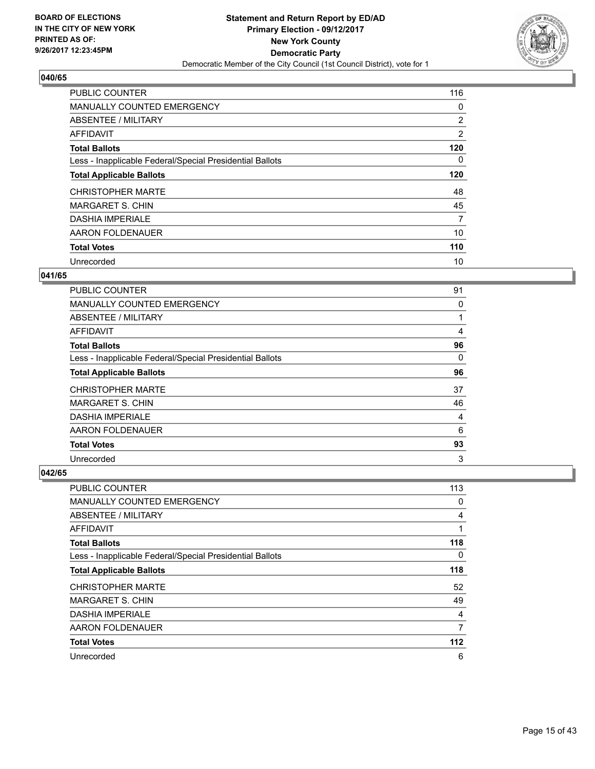BOARD OF ELECTIONS
IN THE CITY OF NEW YORK
PRINTED AS OF:
9/26/2017 12:23:45PM

**Statement and Return Report by ED/AD**
**Primary Election - 09/12/2017**
**New York County**
**Democratic Party**
Democratic Member of the City Council (1st Council District), vote for 1

### 040/65

| | |
|---|---|
| PUBLIC COUNTER | 116 |
| MANUALLY COUNTED EMERGENCY | 0 |
| ABSENTEE / MILITARY | 2 |
| AFFIDAVIT | 2 |
| **Total Ballots** | **120** |
| Less - Inapplicable Federal/Special Presidential Ballots | 0 |
| **Total Applicable Ballots** | **120** |
| CHRISTOPHER MARTE | 48 |
| MARGARET S. CHIN | 45 |
| DASHIA IMPERIALE | 7 |
| AARON FOLDENAUER | 10 |
| **Total Votes** | **110** |
| Unrecorded | 10 |

### 041/65

| | |
|---|---|
| PUBLIC COUNTER | 91 |
| MANUALLY COUNTED EMERGENCY | 0 |
| ABSENTEE / MILITARY | 1 |
| AFFIDAVIT | 4 |
| **Total Ballots** | **96** |
| Less - Inapplicable Federal/Special Presidential Ballots | 0 |
| **Total Applicable Ballots** | **96** |
| CHRISTOPHER MARTE | 37 |
| MARGARET S. CHIN | 46 |
| DASHIA IMPERIALE | 4 |
| AARON FOLDENAUER | 6 |
| **Total Votes** | **93** |
| Unrecorded | 3 |

### 042/65

| | |
|---|---|
| PUBLIC COUNTER | 113 |
| MANUALLY COUNTED EMERGENCY | 0 |
| ABSENTEE / MILITARY | 4 |
| AFFIDAVIT | 1 |
| **Total Ballots** | **118** |
| Less - Inapplicable Federal/Special Presidential Ballots | 0 |
| **Total Applicable Ballots** | **118** |
| CHRISTOPHER MARTE | 52 |
| MARGARET S. CHIN | 49 |
| DASHIA IMPERIALE | 4 |
| AARON FOLDENAUER | 7 |
| **Total Votes** | **112** |
| Unrecorded | 6 |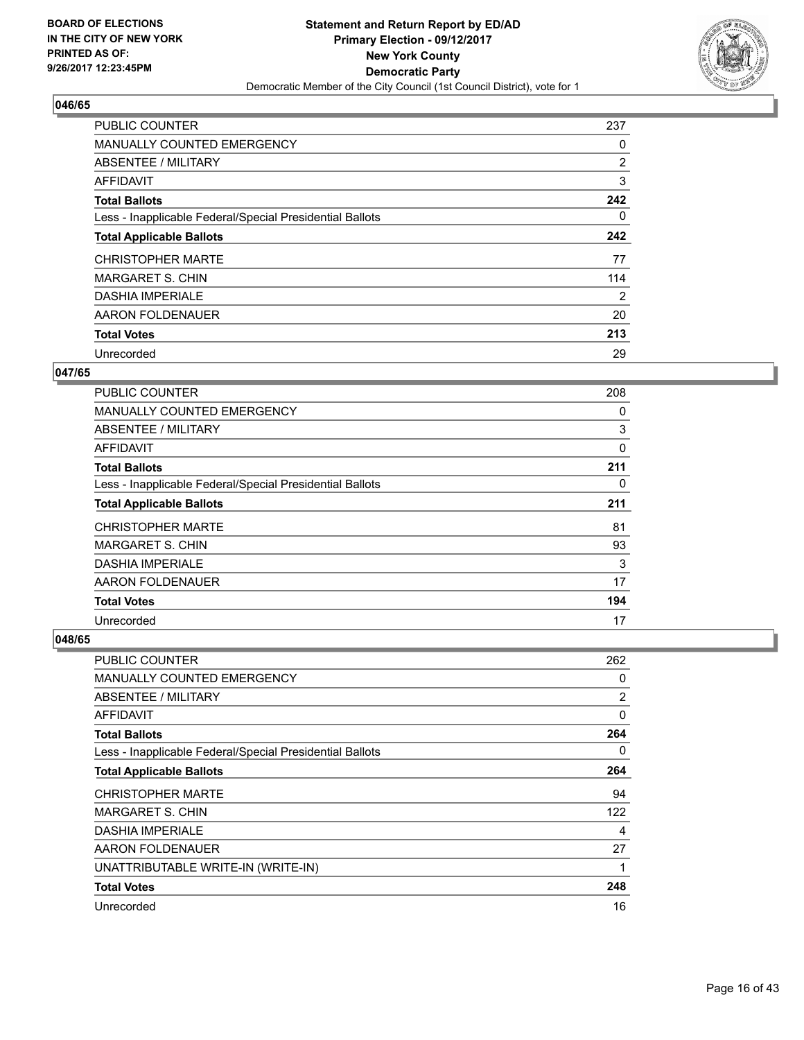**BOARD OF ELECTIONS IN THE CITY OF NEW YORK PRINTED AS OF: 9/26/2017 12:23:45PM**

**Statement and Return Report by ED/AD
Primary Election - 09/12/2017
New York County
Democratic Party**
Democratic Member of the City Council (1st Council District), vote for 1

## 046/65

| | |
|---|---|
| PUBLIC COUNTER | 237 |
| MANUALLY COUNTED EMERGENCY | 0 |
| ABSENTEE / MILITARY | 2 |
| AFFIDAVIT | 3 |
| **Total Ballots** | **242** |
| Less - Inapplicable Federal/Special Presidential Ballots | 0 |
| **Total Applicable Ballots** | **242** |
| CHRISTOPHER MARTE | 77 |
| MARGARET S. CHIN | 114 |
| DASHIA IMPERIALE | 2 |
| AARON FOLDENAUER | 20 |
| **Total Votes** | **213** |
| Unrecorded | 29 |

## 047/65

| | |
|---|---|
| PUBLIC COUNTER | 208 |
| MANUALLY COUNTED EMERGENCY | 0 |
| ABSENTEE / MILITARY | 3 |
| AFFIDAVIT | 0 |
| **Total Ballots** | **211** |
| Less - Inapplicable Federal/Special Presidential Ballots | 0 |
| **Total Applicable Ballots** | **211** |
| CHRISTOPHER MARTE | 81 |
| MARGARET S. CHIN | 93 |
| DASHIA IMPERIALE | 3 |
| AARON FOLDENAUER | 17 |
| **Total Votes** | **194** |
| Unrecorded | 17 |

## 048/65

| | |
|---|---|
| PUBLIC COUNTER | 262 |
| MANUALLY COUNTED EMERGENCY | 0 |
| ABSENTEE / MILITARY | 2 |
| AFFIDAVIT | 0 |
| **Total Ballots** | **264** |
| Less - Inapplicable Federal/Special Presidential Ballots | 0 |
| **Total Applicable Ballots** | **264** |
| CHRISTOPHER MARTE | 94 |
| MARGARET S. CHIN | 122 |
| DASHIA IMPERIALE | 4 |
| AARON FOLDENAUER | 27 |
| UNATTRIBUTABLE WRITE-IN (WRITE-IN) | 1 |
| **Total Votes** | **248** |
| Unrecorded | 16 |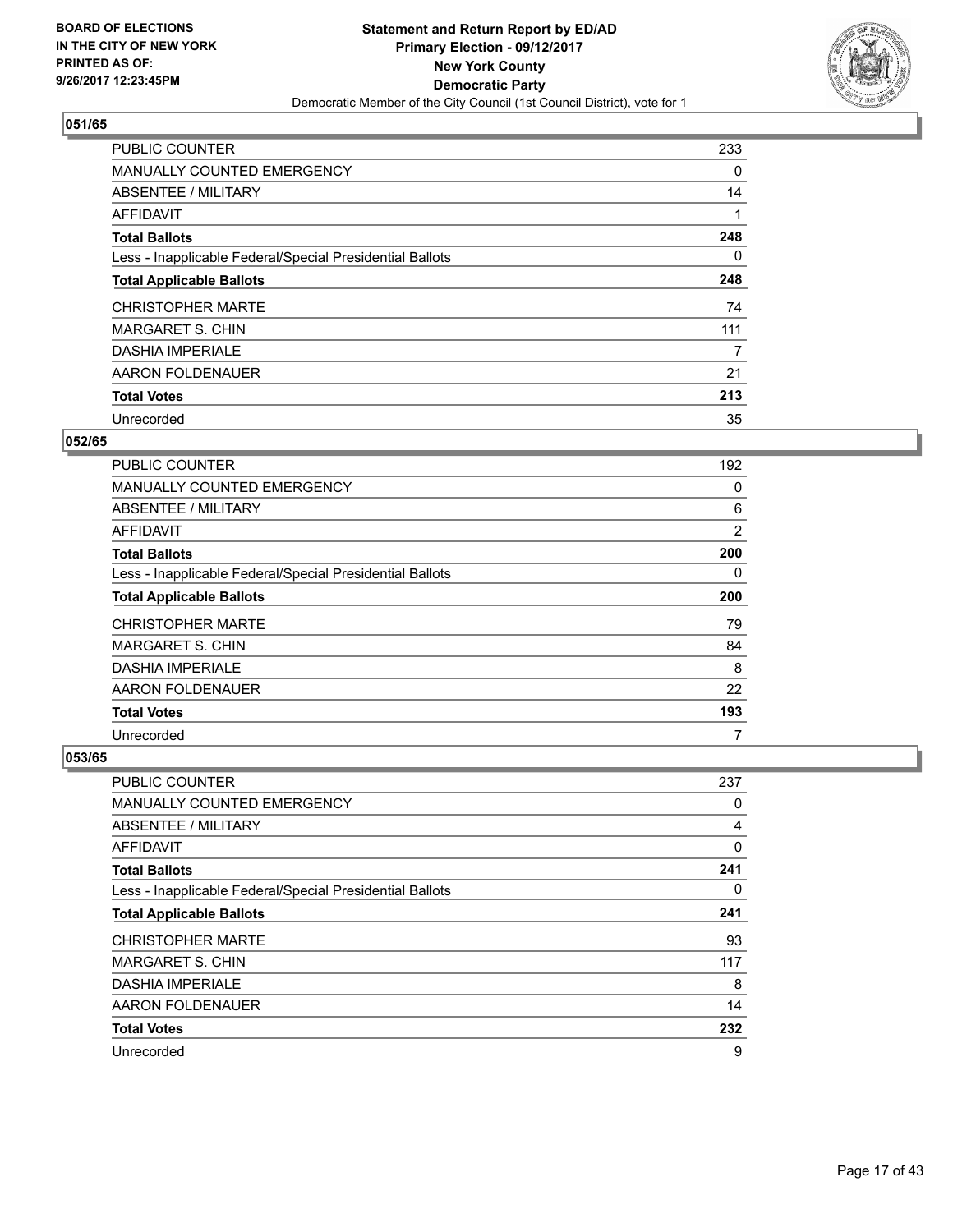**BOARD OF ELECTIONS IN THE CITY OF NEW YORK PRINTED AS OF: 9/26/2017 12:23:45PM**

**Statement and Return Report by ED/AD Primary Election - 09/12/2017 New York County Democratic Party**

Democratic Member of the City Council (1st Council District), vote for 1

## 051/65

| | |
|---|---|
| PUBLIC COUNTER | 233 |
| MANUALLY COUNTED EMERGENCY | 0 |
| ABSENTEE / MILITARY | 14 |
| AFFIDAVIT | 1 |
| **Total Ballots** | **248** |
| Less - Inapplicable Federal/Special Presidential Ballots | 0 |
| **Total Applicable Ballots** | **248** |
| CHRISTOPHER MARTE | 74 |
| MARGARET S. CHIN | 111 |
| DASHIA IMPERIALE | 7 |
| AARON FOLDENAUER | 21 |
| **Total Votes** | **213** |
| Unrecorded | 35 |

## 052/65

| | |
|---|---|
| PUBLIC COUNTER | 192 |
| MANUALLY COUNTED EMERGENCY | 0 |
| ABSENTEE / MILITARY | 6 |
| AFFIDAVIT | 2 |
| **Total Ballots** | **200** |
| Less - Inapplicable Federal/Special Presidential Ballots | 0 |
| **Total Applicable Ballots** | **200** |
| CHRISTOPHER MARTE | 79 |
| MARGARET S. CHIN | 84 |
| DASHIA IMPERIALE | 8 |
| AARON FOLDENAUER | 22 |
| **Total Votes** | **193** |
| Unrecorded | 7 |

## 053/65

| | |
|---|---|
| PUBLIC COUNTER | 237 |
| MANUALLY COUNTED EMERGENCY | 0 |
| ABSENTEE / MILITARY | 4 |
| AFFIDAVIT | 0 |
| **Total Ballots** | **241** |
| Less - Inapplicable Federal/Special Presidential Ballots | 0 |
| **Total Applicable Ballots** | **241** |
| CHRISTOPHER MARTE | 93 |
| MARGARET S. CHIN | 117 |
| DASHIA IMPERIALE | 8 |
| AARON FOLDENAUER | 14 |
| **Total Votes** | **232** |
| Unrecorded | 9 |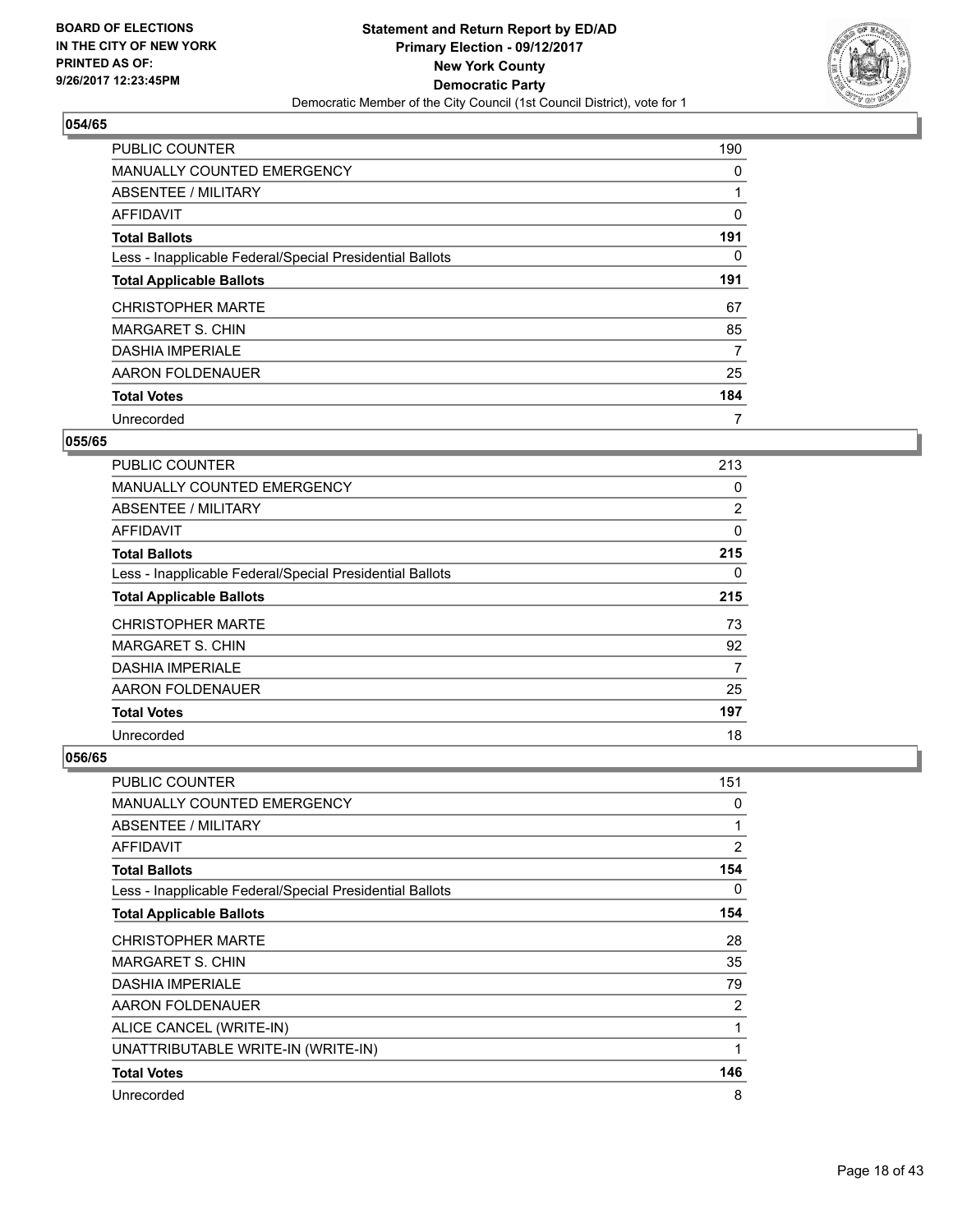BOARD OF ELECTIONS
IN THE CITY OF NEW YORK
PRINTED AS OF:
9/26/2017 12:23:45PM

**Statement and Return Report by ED/AD**
**Primary Election - 09/12/2017**
**New York County**
**Democratic Party**
Democratic Member of the City Council (1st Council District), vote for 1

### 054/65

| | |
|---|---|
| PUBLIC COUNTER | 190 |
| MANUALLY COUNTED EMERGENCY | 0 |
| ABSENTEE / MILITARY | 1 |
| AFFIDAVIT | 0 |
| **Total Ballots** | **191** |
| Less - Inapplicable Federal/Special Presidential Ballots | 0 |
| **Total Applicable Ballots** | **191** |
| CHRISTOPHER MARTE | 67 |
| MARGARET S. CHIN | 85 |
| DASHIA IMPERIALE | 7 |
| AARON FOLDENAUER | 25 |
| **Total Votes** | **184** |
| Unrecorded | 7 |

### 055/65

| | |
|---|---|
| PUBLIC COUNTER | 213 |
| MANUALLY COUNTED EMERGENCY | 0 |
| ABSENTEE / MILITARY | 2 |
| AFFIDAVIT | 0 |
| **Total Ballots** | **215** |
| Less - Inapplicable Federal/Special Presidential Ballots | 0 |
| **Total Applicable Ballots** | **215** |
| CHRISTOPHER MARTE | 73 |
| MARGARET S. CHIN | 92 |
| DASHIA IMPERIALE | 7 |
| AARON FOLDENAUER | 25 |
| **Total Votes** | **197** |
| Unrecorded | 18 |

### 056/65

| | |
|---|---|
| PUBLIC COUNTER | 151 |
| MANUALLY COUNTED EMERGENCY | 0 |
| ABSENTEE / MILITARY | 1 |
| AFFIDAVIT | 2 |
| **Total Ballots** | **154** |
| Less - Inapplicable Federal/Special Presidential Ballots | 0 |
| **Total Applicable Ballots** | **154** |
| CHRISTOPHER MARTE | 28 |
| MARGARET S. CHIN | 35 |
| DASHIA IMPERIALE | 79 |
| AARON FOLDENAUER | 2 |
| ALICE CANCEL (WRITE-IN) | 1 |
| UNATTRIBUTABLE WRITE-IN (WRITE-IN) | 1 |
| **Total Votes** | **146** |
| Unrecorded | 8 |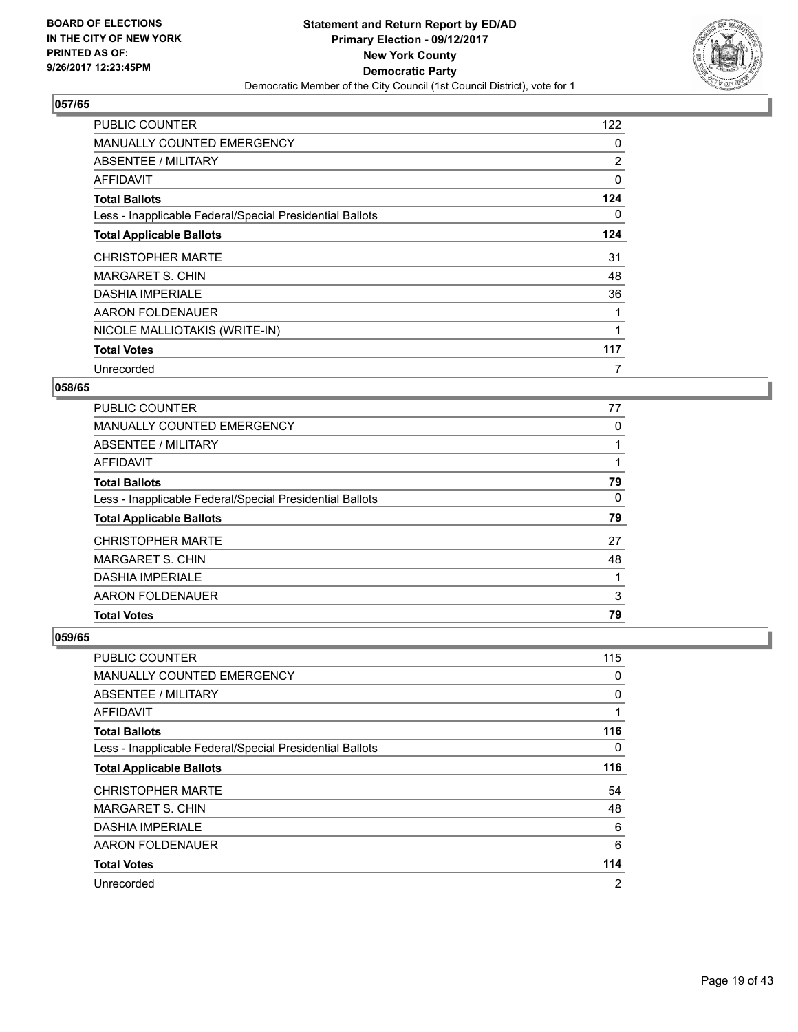**BOARD OF ELECTIONS IN THE CITY OF NEW YORK PRINTED AS OF: 9/26/2017 12:23:45PM**

**Statement and Return Report by ED/AD Primary Election - 09/12/2017 New York County Democratic Party**
Democratic Member of the City Council (1st Council District), vote for 1

### 057/65

| | |
|---|---|
| PUBLIC COUNTER | 122 |
| MANUALLY COUNTED EMERGENCY | 0 |
| ABSENTEE / MILITARY | 2 |
| AFFIDAVIT | 0 |
| **Total Ballots** | **124** |
| Less - Inapplicable Federal/Special Presidential Ballots | 0 |
| **Total Applicable Ballots** | **124** |
| CHRISTOPHER MARTE | 31 |
| MARGARET S. CHIN | 48 |
| DASHIA IMPERIALE | 36 |
| AARON FOLDENAUER | 1 |
| NICOLE MALLIOTAKIS (WRITE-IN) | 1 |
| **Total Votes** | **117** |
| Unrecorded | 7 |

### 058/65

| | |
|---|---|
| PUBLIC COUNTER | 77 |
| MANUALLY COUNTED EMERGENCY | 0 |
| ABSENTEE / MILITARY | 1 |
| AFFIDAVIT | 1 |
| **Total Ballots** | **79** |
| Less - Inapplicable Federal/Special Presidential Ballots | 0 |
| **Total Applicable Ballots** | **79** |
| CHRISTOPHER MARTE | 27 |
| MARGARET S. CHIN | 48 |
| DASHIA IMPERIALE | 1 |
| AARON FOLDENAUER | 3 |
| **Total Votes** | **79** |

### 059/65

| | |
|---|---|
| PUBLIC COUNTER | 115 |
| MANUALLY COUNTED EMERGENCY | 0 |
| ABSENTEE / MILITARY | 0 |
| AFFIDAVIT | 1 |
| **Total Ballots** | **116** |
| Less - Inapplicable Federal/Special Presidential Ballots | 0 |
| **Total Applicable Ballots** | **116** |
| CHRISTOPHER MARTE | 54 |
| MARGARET S. CHIN | 48 |
| DASHIA IMPERIALE | 6 |
| AARON FOLDENAUER | 6 |
| **Total Votes** | **114** |
| Unrecorded | 2 |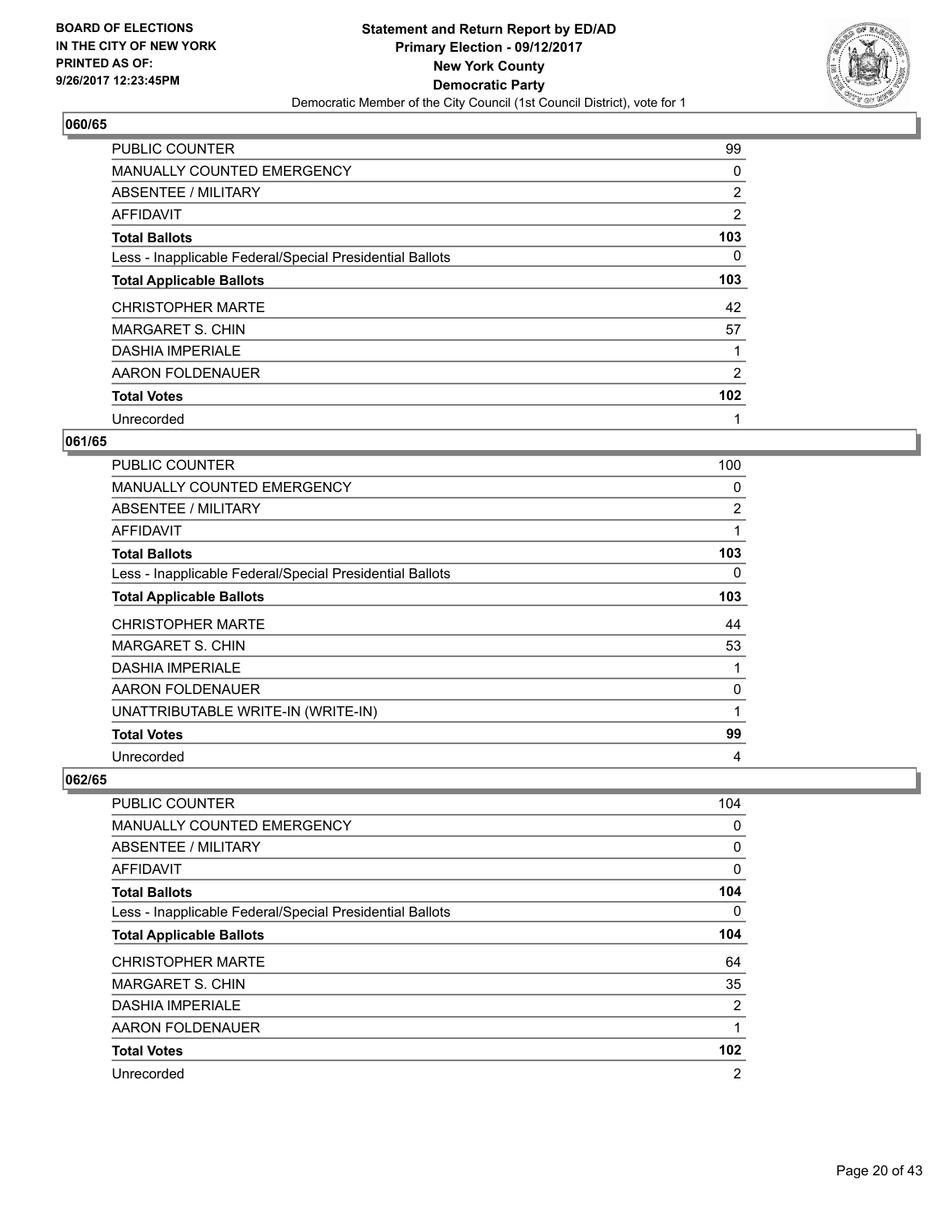**BOARD OF ELECTIONS IN THE CITY OF NEW YORK PRINTED AS OF: 9/26/2017 12:23:45PM**

**Statement and Return Report by ED/AD**
**Primary Election - 09/12/2017**
**New York County**
**Democratic Party**
Democratic Member of the City Council (1st Council District), vote for 1

## 060/65

| | |
|---|---|
| PUBLIC COUNTER | 99 |
| MANUALLY COUNTED EMERGENCY | 0 |
| ABSENTEE / MILITARY | 2 |
| AFFIDAVIT | 2 |
| **Total Ballots** | **103** |
| Less - Inapplicable Federal/Special Presidential Ballots | 0 |
| **Total Applicable Ballots** | **103** |
| CHRISTOPHER MARTE | 42 |
| MARGARET S. CHIN | 57 |
| DASHIA IMPERIALE | 1 |
| AARON FOLDENAUER | 2 |
| **Total Votes** | **102** |
| Unrecorded | 1 |

## 061/65

| | |
|---|---|
| PUBLIC COUNTER | 100 |
| MANUALLY COUNTED EMERGENCY | 0 |
| ABSENTEE / MILITARY | 2 |
| AFFIDAVIT | 1 |
| **Total Ballots** | **103** |
| Less - Inapplicable Federal/Special Presidential Ballots | 0 |
| **Total Applicable Ballots** | **103** |
| CHRISTOPHER MARTE | 44 |
| MARGARET S. CHIN | 53 |
| DASHIA IMPERIALE | 1 |
| AARON FOLDENAUER | 0 |
| UNATTRIBUTABLE WRITE-IN (WRITE-IN) | 1 |
| **Total Votes** | **99** |
| Unrecorded | 4 |

## 062/65

| | |
|---|---|
| PUBLIC COUNTER | 104 |
| MANUALLY COUNTED EMERGENCY | 0 |
| ABSENTEE / MILITARY | 0 |
| AFFIDAVIT | 0 |
| **Total Ballots** | **104** |
| Less - Inapplicable Federal/Special Presidential Ballots | 0 |
| **Total Applicable Ballots** | **104** |
| CHRISTOPHER MARTE | 64 |
| MARGARET S. CHIN | 35 |
| DASHIA IMPERIALE | 2 |
| AARON FOLDENAUER | 1 |
| **Total Votes** | **102** |
| Unrecorded | 2 |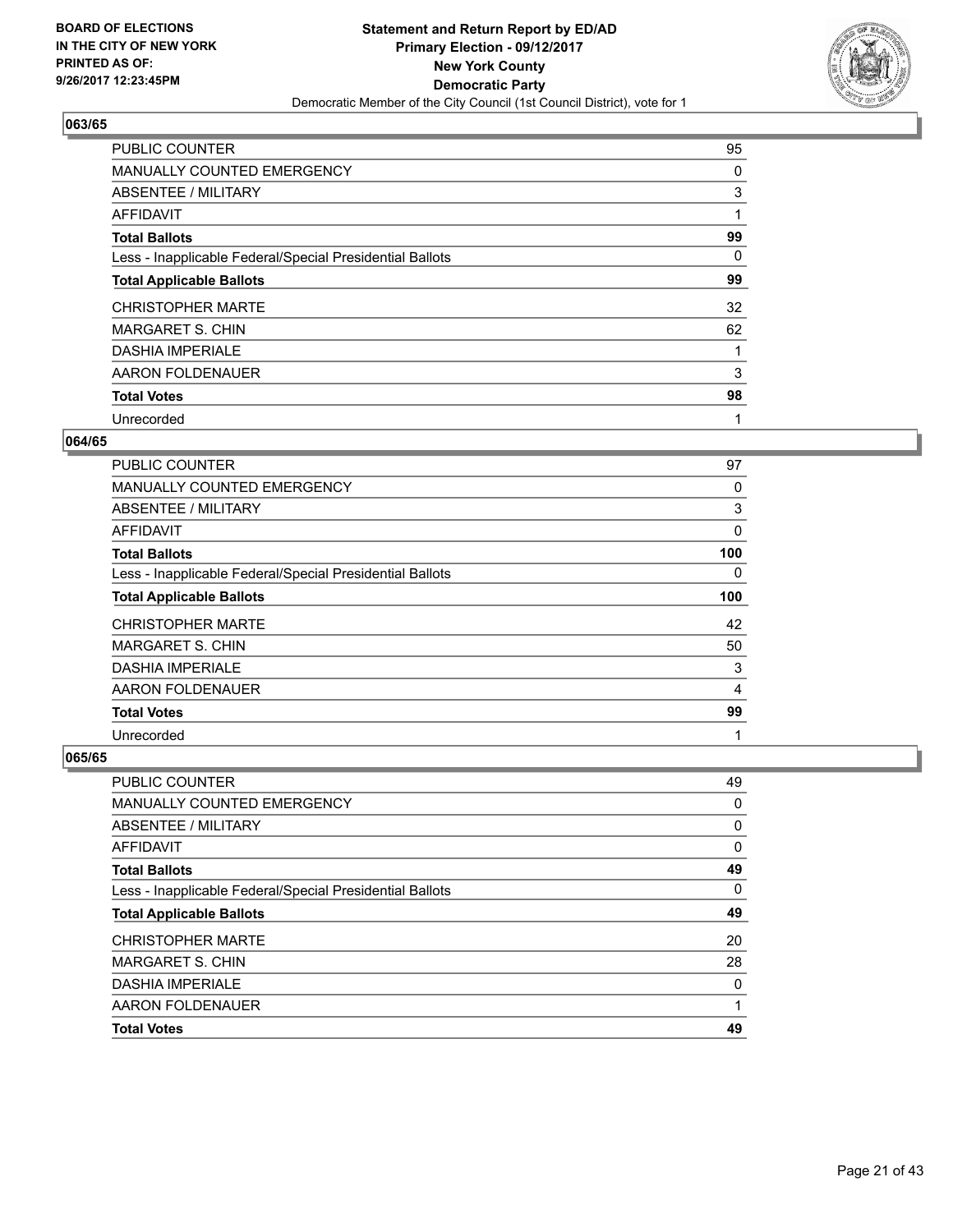**BOARD OF ELECTIONS IN THE CITY OF NEW YORK PRINTED AS OF: 9/26/2017 12:23:45PM**

**Statement and Return Report by ED/AD Primary Election - 09/12/2017 New York County Democratic Party**

Democratic Member of the City Council (1st Council District), vote for 1

### 063/65

| | |
|---|---|
| PUBLIC COUNTER | 95 |
| MANUALLY COUNTED EMERGENCY | 0 |
| ABSENTEE / MILITARY | 3 |
| AFFIDAVIT | 1 |
| **Total Ballots** | **99** |
| Less - Inapplicable Federal/Special Presidential Ballots | 0 |
| **Total Applicable Ballots** | **99** |
| CHRISTOPHER MARTE | 32 |
| MARGARET S. CHIN | 62 |
| DASHIA IMPERIALE | 1 |
| AARON FOLDENAUER | 3 |
| **Total Votes** | **98** |
| Unrecorded | 1 |

### 064/65

| | |
|---|---|
| PUBLIC COUNTER | 97 |
| MANUALLY COUNTED EMERGENCY | 0 |
| ABSENTEE / MILITARY | 3 |
| AFFIDAVIT | 0 |
| **Total Ballots** | **100** |
| Less - Inapplicable Federal/Special Presidential Ballots | 0 |
| **Total Applicable Ballots** | **100** |
| CHRISTOPHER MARTE | 42 |
| MARGARET S. CHIN | 50 |
| DASHIA IMPERIALE | 3 |
| AARON FOLDENAUER | 4 |
| **Total Votes** | **99** |
| Unrecorded | 1 |

### 065/65

| | |
|---|---|
| PUBLIC COUNTER | 49 |
| MANUALLY COUNTED EMERGENCY | 0 |
| ABSENTEE / MILITARY | 0 |
| AFFIDAVIT | 0 |
| **Total Ballots** | **49** |
| Less - Inapplicable Federal/Special Presidential Ballots | 0 |
| **Total Applicable Ballots** | **49** |
| CHRISTOPHER MARTE | 20 |
| MARGARET S. CHIN | 28 |
| DASHIA IMPERIALE | 0 |
| AARON FOLDENAUER | 1 |
| **Total Votes** | **49** |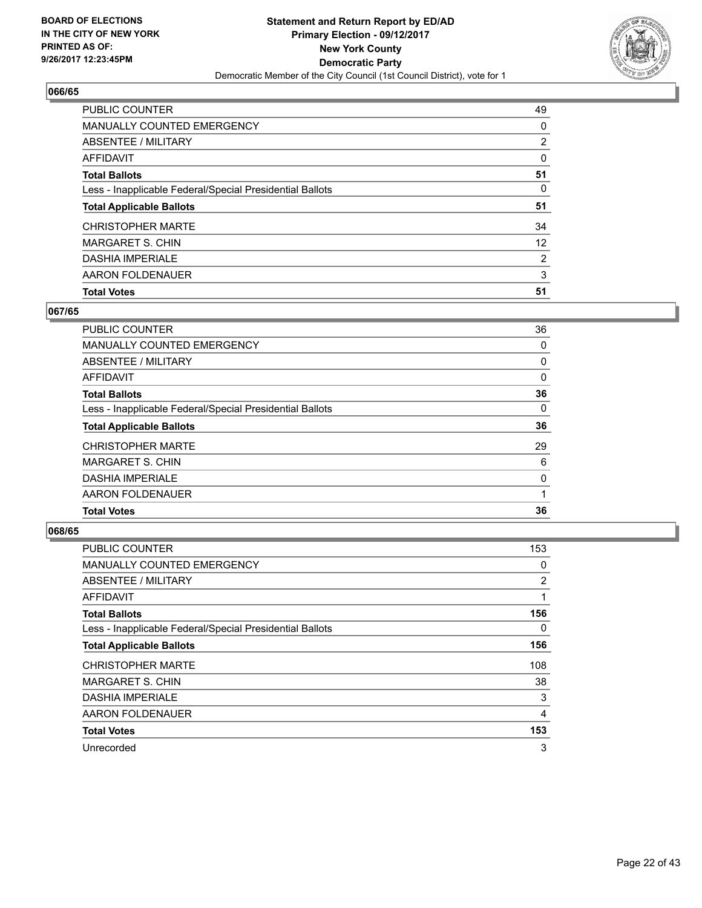**BOARD OF ELECTIONS IN THE CITY OF NEW YORK PRINTED AS OF: 9/26/2017 12:23:45PM**

**Statement and Return Report by ED/AD**
**Primary Election - 09/12/2017**
**New York County**
**Democratic Party**
Democratic Member of the City Council (1st Council District), vote for 1

## 066/65

| | |
|---|---|
| PUBLIC COUNTER | 49 |
| MANUALLY COUNTED EMERGENCY | 0 |
| ABSENTEE / MILITARY | 2 |
| AFFIDAVIT | 0 |
| **Total Ballots** | **51** |
| Less - Inapplicable Federal/Special Presidential Ballots | 0 |
| **Total Applicable Ballots** | **51** |
| CHRISTOPHER MARTE | 34 |
| MARGARET S. CHIN | 12 |
| DASHIA IMPERIALE | 2 |
| AARON FOLDENAUER | 3 |
| **Total Votes** | **51** |

## 067/65

| | |
|---|---|
| PUBLIC COUNTER | 36 |
| MANUALLY COUNTED EMERGENCY | 0 |
| ABSENTEE / MILITARY | 0 |
| AFFIDAVIT | 0 |
| **Total Ballots** | **36** |
| Less - Inapplicable Federal/Special Presidential Ballots | 0 |
| **Total Applicable Ballots** | **36** |
| CHRISTOPHER MARTE | 29 |
| MARGARET S. CHIN | 6 |
| DASHIA IMPERIALE | 0 |
| AARON FOLDENAUER | 1 |
| **Total Votes** | **36** |

## 068/65

| | |
|---|---|
| PUBLIC COUNTER | 153 |
| MANUALLY COUNTED EMERGENCY | 0 |
| ABSENTEE / MILITARY | 2 |
| AFFIDAVIT | 1 |
| **Total Ballots** | **156** |
| Less - Inapplicable Federal/Special Presidential Ballots | 0 |
| **Total Applicable Ballots** | **156** |
| CHRISTOPHER MARTE | 108 |
| MARGARET S. CHIN | 38 |
| DASHIA IMPERIALE | 3 |
| AARON FOLDENAUER | 4 |
| **Total Votes** | **153** |
| Unrecorded | 3 |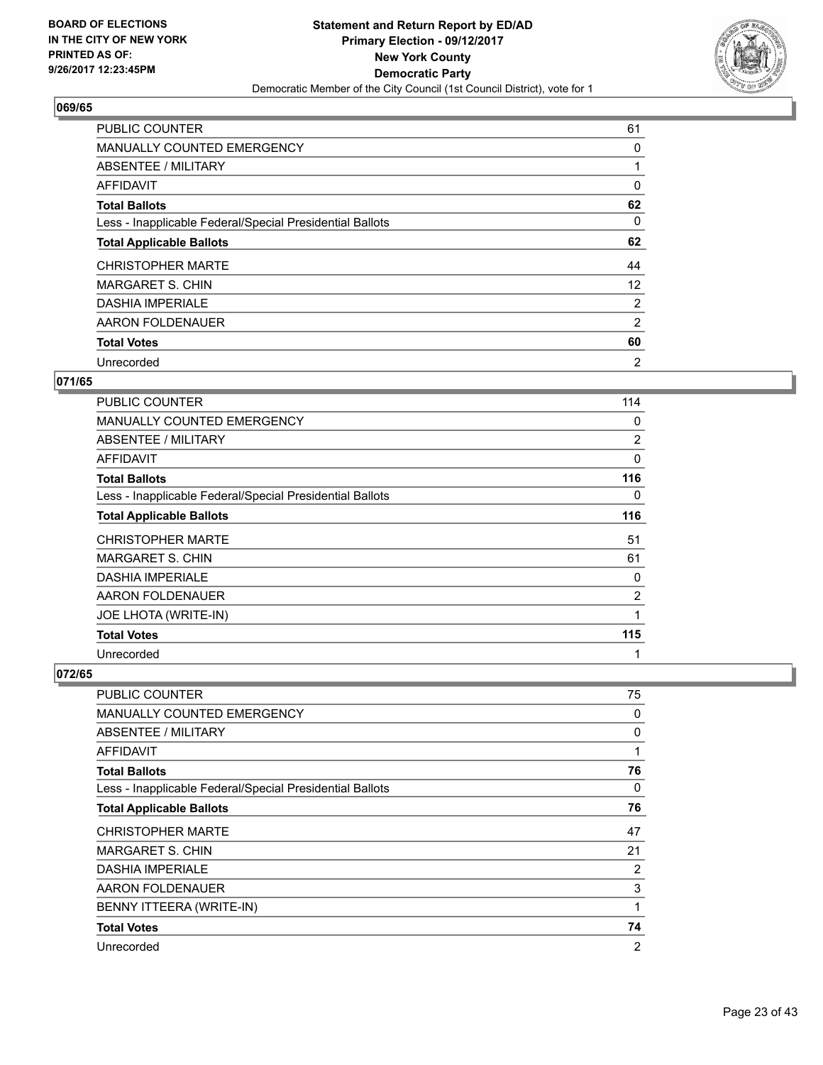BOARD OF ELECTIONS
IN THE CITY OF NEW YORK
PRINTED AS OF:
9/26/2017 12:23:45PM

**Statement and Return Report by ED/AD**
**Primary Election - 09/12/2017**
**New York County**
**Democratic Party**
Democratic Member of the City Council (1st Council District), vote for 1

### 069/65

| | |
|---|---|
| PUBLIC COUNTER | 61 |
| MANUALLY COUNTED EMERGENCY | 0 |
| ABSENTEE / MILITARY | 1 |
| AFFIDAVIT | 0 |
| **Total Ballots** | **62** |
| Less - Inapplicable Federal/Special Presidential Ballots | 0 |
| **Total Applicable Ballots** | **62** |
| CHRISTOPHER MARTE | 44 |
| MARGARET S. CHIN | 12 |
| DASHIA IMPERIALE | 2 |
| AARON FOLDENAUER | 2 |
| **Total Votes** | **60** |
| Unrecorded | 2 |

### 071/65

| | |
|---|---|
| PUBLIC COUNTER | 114 |
| MANUALLY COUNTED EMERGENCY | 0 |
| ABSENTEE / MILITARY | 2 |
| AFFIDAVIT | 0 |
| **Total Ballots** | **116** |
| Less - Inapplicable Federal/Special Presidential Ballots | 0 |
| **Total Applicable Ballots** | **116** |
| CHRISTOPHER MARTE | 51 |
| MARGARET S. CHIN | 61 |
| DASHIA IMPERIALE | 0 |
| AARON FOLDENAUER | 2 |
| JOE LHOTA (WRITE-IN) | 1 |
| **Total Votes** | **115** |
| Unrecorded | 1 |

### 072/65

| | |
|---|---|
| PUBLIC COUNTER | 75 |
| MANUALLY COUNTED EMERGENCY | 0 |
| ABSENTEE / MILITARY | 0 |
| AFFIDAVIT | 1 |
| **Total Ballots** | **76** |
| Less - Inapplicable Federal/Special Presidential Ballots | 0 |
| **Total Applicable Ballots** | **76** |
| CHRISTOPHER MARTE | 47 |
| MARGARET S. CHIN | 21 |
| DASHIA IMPERIALE | 2 |
| AARON FOLDENAUER | 3 |
| BENNY ITTEERA (WRITE-IN) | 1 |
| **Total Votes** | **74** |
| Unrecorded | 2 |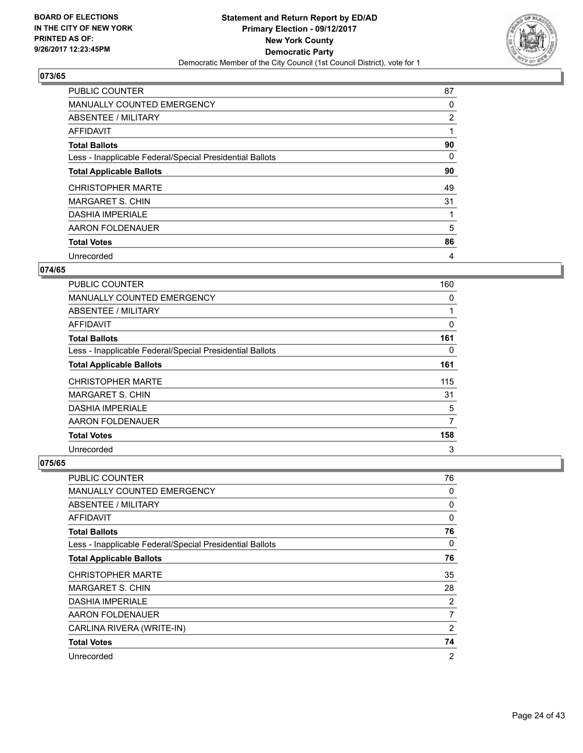**Statement and Return Report by ED/AD**
**Primary Election - 09/12/2017**
**New York County**
**Democratic Party**
Democratic Member of the City Council (1st Council District), vote for 1

BOARD OF ELECTIONS
IN THE CITY OF NEW YORK
PRINTED AS OF:
9/26/2017 12:23:45PM

## 073/65

| | |
|---|---|
| PUBLIC COUNTER | 87 |
| MANUALLY COUNTED EMERGENCY | 0 |
| ABSENTEE / MILITARY | 2 |
| AFFIDAVIT | 1 |
| **Total Ballots** | **90** |
| Less - Inapplicable Federal/Special Presidential Ballots | 0 |
| **Total Applicable Ballots** | **90** |
| CHRISTOPHER MARTE | 49 |
| MARGARET S. CHIN | 31 |
| DASHIA IMPERIALE | 1 |
| AARON FOLDENAUER | 5 |
| **Total Votes** | **86** |
| Unrecorded | 4 |

## 074/65

| | |
|---|---|
| PUBLIC COUNTER | 160 |
| MANUALLY COUNTED EMERGENCY | 0 |
| ABSENTEE / MILITARY | 1 |
| AFFIDAVIT | 0 |
| **Total Ballots** | **161** |
| Less - Inapplicable Federal/Special Presidential Ballots | 0 |
| **Total Applicable Ballots** | **161** |
| CHRISTOPHER MARTE | 115 |
| MARGARET S. CHIN | 31 |
| DASHIA IMPERIALE | 5 |
| AARON FOLDENAUER | 7 |
| **Total Votes** | **158** |
| Unrecorded | 3 |

## 075/65

| | |
|---|---|
| PUBLIC COUNTER | 76 |
| MANUALLY COUNTED EMERGENCY | 0 |
| ABSENTEE / MILITARY | 0 |
| AFFIDAVIT | 0 |
| **Total Ballots** | **76** |
| Less - Inapplicable Federal/Special Presidential Ballots | 0 |
| **Total Applicable Ballots** | **76** |
| CHRISTOPHER MARTE | 35 |
| MARGARET S. CHIN | 28 |
| DASHIA IMPERIALE | 2 |
| AARON FOLDENAUER | 7 |
| CARLINA RIVERA (WRITE-IN) | 2 |
| **Total Votes** | **74** |
| Unrecorded | 2 |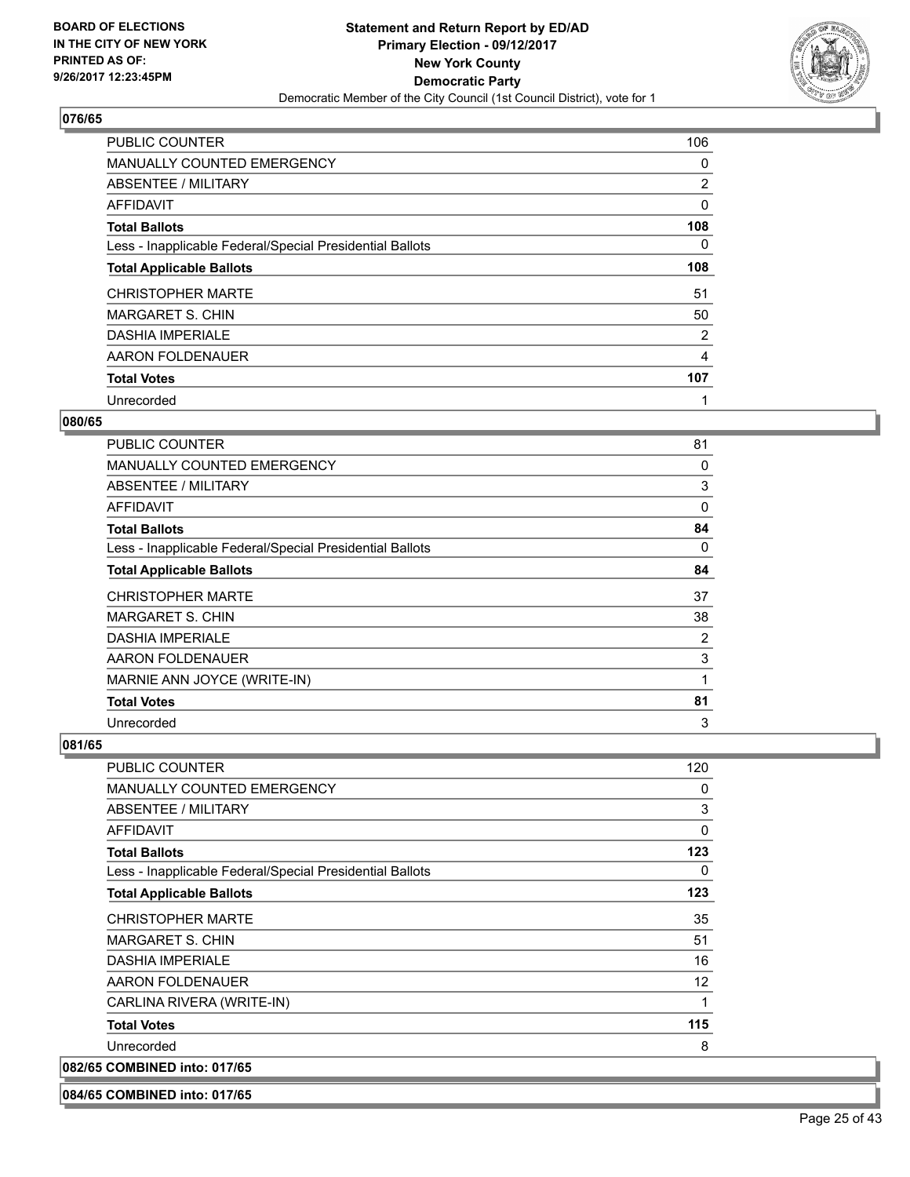### 076/65

| | |
|---|---|
| PUBLIC COUNTER | 106 |
| MANUALLY COUNTED EMERGENCY | 0 |
| ABSENTEE / MILITARY | 2 |
| AFFIDAVIT | 0 |
| **Total Ballots** | **108** |
| Less - Inapplicable Federal/Special Presidential Ballots | 0 |
| **Total Applicable Ballots** | **108** |
| CHRISTOPHER MARTE | 51 |
| MARGARET S. CHIN | 50 |
| DASHIA IMPERIALE | 2 |
| AARON FOLDENAUER | 4 |
| **Total Votes** | **107** |
| Unrecorded | 1 |

### 080/65

| | |
|---|---|
| PUBLIC COUNTER | 81 |
| MANUALLY COUNTED EMERGENCY | 0 |
| ABSENTEE / MILITARY | 3 |
| AFFIDAVIT | 0 |
| **Total Ballots** | **84** |
| Less - Inapplicable Federal/Special Presidential Ballots | 0 |
| **Total Applicable Ballots** | **84** |
| CHRISTOPHER MARTE | 37 |
| MARGARET S. CHIN | 38 |
| DASHIA IMPERIALE | 2 |
| AARON FOLDENAUER | 3 |
| MARNIE ANN JOYCE (WRITE-IN) | 1 |
| **Total Votes** | **81** |
| Unrecorded | 3 |

### 081/65

| | |
|---|---|
| PUBLIC COUNTER | 120 |
| MANUALLY COUNTED EMERGENCY | 0 |
| ABSENTEE / MILITARY | 3 |
| AFFIDAVIT | 0 |
| **Total Ballots** | **123** |
| Less - Inapplicable Federal/Special Presidential Ballots | 0 |
| **Total Applicable Ballots** | **123** |
| CHRISTOPHER MARTE | 35 |
| MARGARET S. CHIN | 51 |
| DASHIA IMPERIALE | 16 |
| AARON FOLDENAUER | 12 |
| CARLINA RIVERA (WRITE-IN) | 1 |
| **Total Votes** | **115** |
| Unrecorded | 8 |

### 082/65 COMBINED into: 017/65

### 084/65 COMBINED into: 017/65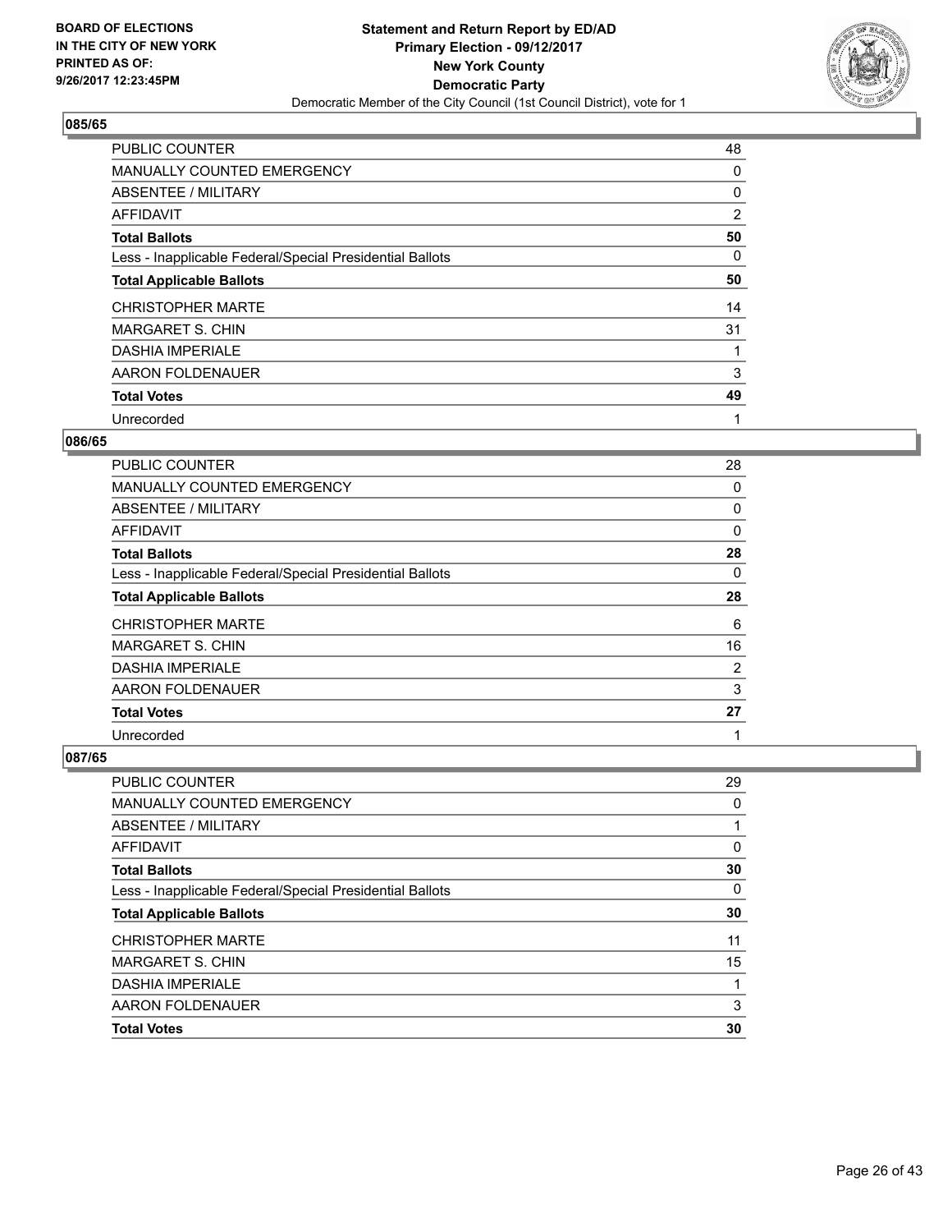**BOARD OF ELECTIONS IN THE CITY OF NEW YORK PRINTED AS OF: 9/26/2017 12:23:45PM**

**Statement and Return Report by ED/AD**
**Primary Election - 09/12/2017**
**New York County**
**Democratic Party**
Democratic Member of the City Council (1st Council District), vote for 1

### 085/65

| | |
|---|---|
| PUBLIC COUNTER | 48 |
| MANUALLY COUNTED EMERGENCY | 0 |
| ABSENTEE / MILITARY | 0 |
| AFFIDAVIT | 2 |
| **Total Ballots** | **50** |
| Less - Inapplicable Federal/Special Presidential Ballots | 0 |
| **Total Applicable Ballots** | **50** |
| CHRISTOPHER MARTE | 14 |
| MARGARET S. CHIN | 31 |
| DASHIA IMPERIALE | 1 |
| AARON FOLDENAUER | 3 |
| **Total Votes** | **49** |
| Unrecorded | 1 |

### 086/65

| | |
|---|---|
| PUBLIC COUNTER | 28 |
| MANUALLY COUNTED EMERGENCY | 0 |
| ABSENTEE / MILITARY | 0 |
| AFFIDAVIT | 0 |
| **Total Ballots** | **28** |
| Less - Inapplicable Federal/Special Presidential Ballots | 0 |
| **Total Applicable Ballots** | **28** |
| CHRISTOPHER MARTE | 6 |
| MARGARET S. CHIN | 16 |
| DASHIA IMPERIALE | 2 |
| AARON FOLDENAUER | 3 |
| **Total Votes** | **27** |
| Unrecorded | 1 |

### 087/65

| | |
|---|---|
| PUBLIC COUNTER | 29 |
| MANUALLY COUNTED EMERGENCY | 0 |
| ABSENTEE / MILITARY | 1 |
| AFFIDAVIT | 0 |
| **Total Ballots** | **30** |
| Less - Inapplicable Federal/Special Presidential Ballots | 0 |
| **Total Applicable Ballots** | **30** |
| CHRISTOPHER MARTE | 11 |
| MARGARET S. CHIN | 15 |
| DASHIA IMPERIALE | 1 |
| AARON FOLDENAUER | 3 |
| **Total Votes** | **30** |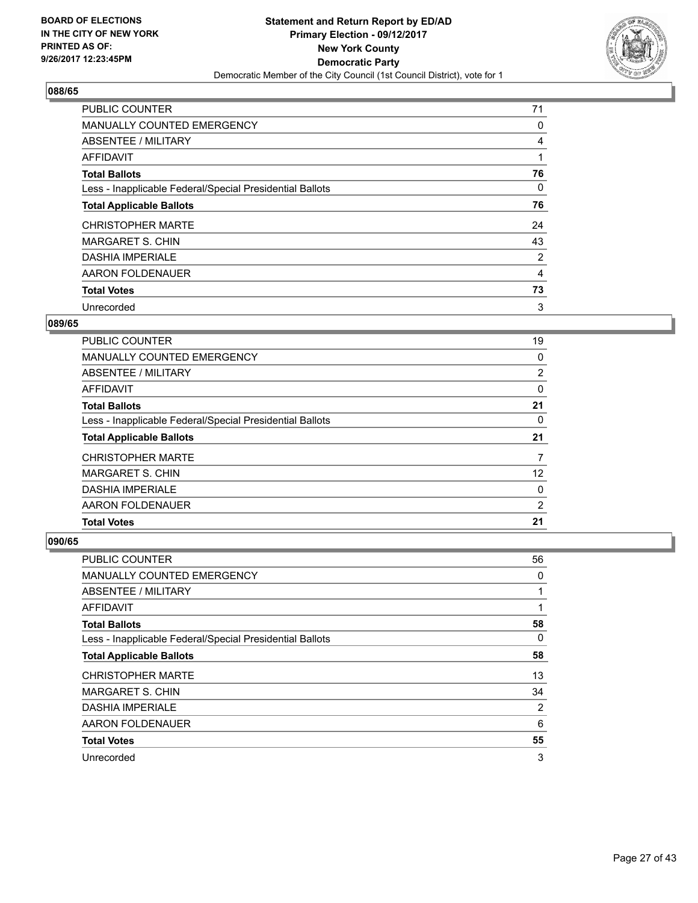**BOARD OF ELECTIONS IN THE CITY OF NEW YORK PRINTED AS OF: 9/26/2017 12:23:45PM**

**Statement and Return Report by ED/AD Primary Election - 09/12/2017 New York County Democratic Party**

Democratic Member of the City Council (1st Council District), vote for 1

### 088/65

| | |
|---|---|
| PUBLIC COUNTER | 71 |
| MANUALLY COUNTED EMERGENCY | 0 |
| ABSENTEE / MILITARY | 4 |
| AFFIDAVIT | 1 |
| **Total Ballots** | **76** |
| Less - Inapplicable Federal/Special Presidential Ballots | 0 |
| **Total Applicable Ballots** | **76** |
| CHRISTOPHER MARTE | 24 |
| MARGARET S. CHIN | 43 |
| DASHIA IMPERIALE | 2 |
| AARON FOLDENAUER | 4 |
| **Total Votes** | **73** |
| Unrecorded | 3 |

### 089/65

| | |
|---|---|
| PUBLIC COUNTER | 19 |
| MANUALLY COUNTED EMERGENCY | 0 |
| ABSENTEE / MILITARY | 2 |
| AFFIDAVIT | 0 |
| **Total Ballots** | **21** |
| Less - Inapplicable Federal/Special Presidential Ballots | 0 |
| **Total Applicable Ballots** | **21** |
| CHRISTOPHER MARTE | 7 |
| MARGARET S. CHIN | 12 |
| DASHIA IMPERIALE | 0 |
| AARON FOLDENAUER | 2 |
| **Total Votes** | **21** |

### 090/65

| | |
|---|---|
| PUBLIC COUNTER | 56 |
| MANUALLY COUNTED EMERGENCY | 0 |
| ABSENTEE / MILITARY | 1 |
| AFFIDAVIT | 1 |
| **Total Ballots** | **58** |
| Less - Inapplicable Federal/Special Presidential Ballots | 0 |
| **Total Applicable Ballots** | **58** |
| CHRISTOPHER MARTE | 13 |
| MARGARET S. CHIN | 34 |
| DASHIA IMPERIALE | 2 |
| AARON FOLDENAUER | 6 |
| **Total Votes** | **55** |
| Unrecorded | 3 |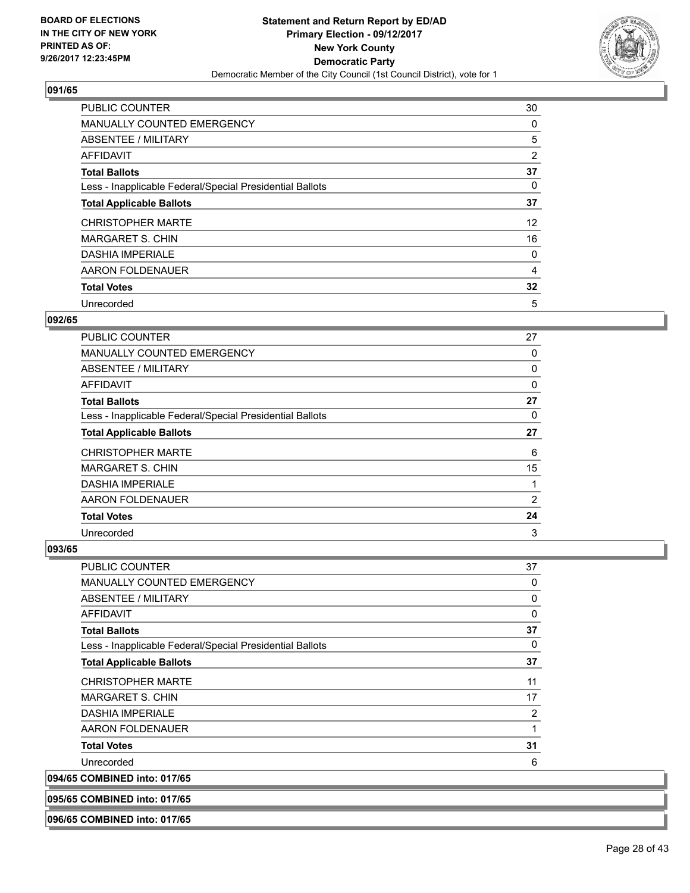## 091/65

| | |
|---|---|
| PUBLIC COUNTER | 30 |
| MANUALLY COUNTED EMERGENCY | 0 |
| ABSENTEE / MILITARY | 5 |
| AFFIDAVIT | 2 |
| **Total Ballots** | **37** |
| Less - Inapplicable Federal/Special Presidential Ballots | 0 |
| **Total Applicable Ballots** | **37** |
| CHRISTOPHER MARTE | 12 |
| MARGARET S. CHIN | 16 |
| DASHIA IMPERIALE | 0 |
| AARON FOLDENAUER | 4 |
| **Total Votes** | **32** |
| Unrecorded | 5 |

## 092/65

| | |
|---|---|
| PUBLIC COUNTER | 27 |
| MANUALLY COUNTED EMERGENCY | 0 |
| ABSENTEE / MILITARY | 0 |
| AFFIDAVIT | 0 |
| **Total Ballots** | **27** |
| Less - Inapplicable Federal/Special Presidential Ballots | 0 |
| **Total Applicable Ballots** | **27** |
| CHRISTOPHER MARTE | 6 |
| MARGARET S. CHIN | 15 |
| DASHIA IMPERIALE | 1 |
| AARON FOLDENAUER | 2 |
| **Total Votes** | **24** |
| Unrecorded | 3 |

## 093/65

| | |
|---|---|
| PUBLIC COUNTER | 37 |
| MANUALLY COUNTED EMERGENCY | 0 |
| ABSENTEE / MILITARY | 0 |
| AFFIDAVIT | 0 |
| **Total Ballots** | **37** |
| Less - Inapplicable Federal/Special Presidential Ballots | 0 |
| **Total Applicable Ballots** | **37** |
| CHRISTOPHER MARTE | 11 |
| MARGARET S. CHIN | 17 |
| DASHIA IMPERIALE | 2 |
| AARON FOLDENAUER | 1 |
| **Total Votes** | **31** |
| Unrecorded | 6 |

## 094/65 COMBINED into: 017/65

## 095/65 COMBINED into: 017/65

## 096/65 COMBINED into: 017/65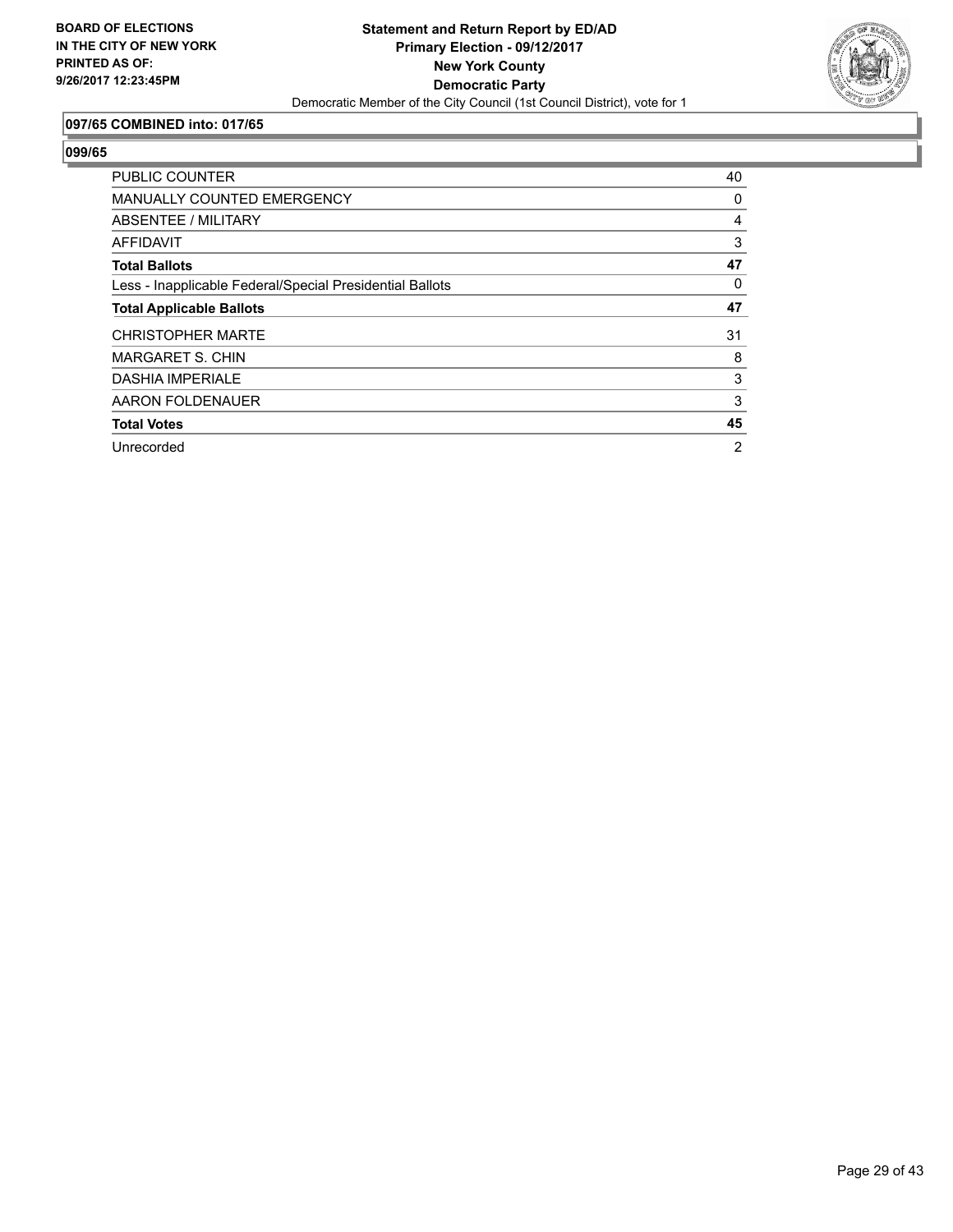**BOARD OF ELECTIONS IN THE CITY OF NEW YORK PRINTED AS OF: 9/26/2017 12:23:45PM**

**Statement and Return Report by ED/AD**
**Primary Election - 09/12/2017**
**New York County**
**Democratic Party**
Democratic Member of the City Council (1st Council District), vote for 1

### 097/65 COMBINED into: 017/65

### 099/65

| | |
|---|---|
| PUBLIC COUNTER | 40 |
| MANUALLY COUNTED EMERGENCY | 0 |
| ABSENTEE / MILITARY | 4 |
| AFFIDAVIT | 3 |
| **Total Ballots** | **47** |
| Less - Inapplicable Federal/Special Presidential Ballots | 0 |
| **Total Applicable Ballots** | **47** |
| CHRISTOPHER MARTE | 31 |
| MARGARET S. CHIN | 8 |
| DASHIA IMPERIALE | 3 |
| AARON FOLDENAUER | 3 |
| **Total Votes** | **45** |
| Unrecorded | 2 |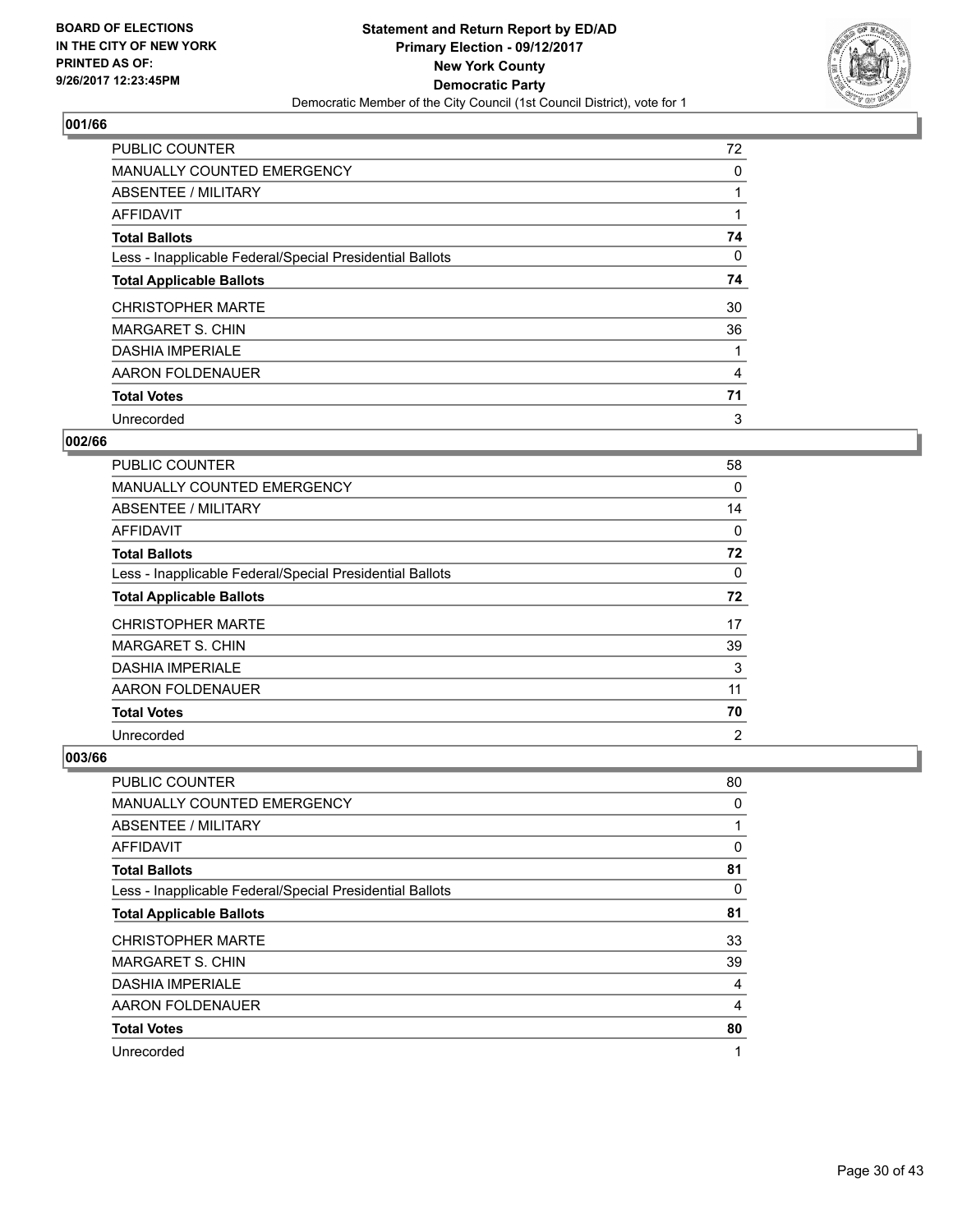**BOARD OF ELECTIONS IN THE CITY OF NEW YORK PRINTED AS OF: 9/26/2017 12:23:45PM**

**Statement and Return Report by ED/AD**
**Primary Election - 09/12/2017**
**New York County**
**Democratic Party**
Democratic Member of the City Council (1st Council District), vote for 1

### 001/66

| | |
|---|---|
| PUBLIC COUNTER | 72 |
| MANUALLY COUNTED EMERGENCY | 0 |
| ABSENTEE / MILITARY | 1 |
| AFFIDAVIT | 1 |
| **Total Ballots** | **74** |
| Less - Inapplicable Federal/Special Presidential Ballots | 0 |
| **Total Applicable Ballots** | **74** |
| CHRISTOPHER MARTE | 30 |
| MARGARET S. CHIN | 36 |
| DASHIA IMPERIALE | 1 |
| AARON FOLDENAUER | 4 |
| **Total Votes** | **71** |
| Unrecorded | 3 |

### 002/66

| | |
|---|---|
| PUBLIC COUNTER | 58 |
| MANUALLY COUNTED EMERGENCY | 0 |
| ABSENTEE / MILITARY | 14 |
| AFFIDAVIT | 0 |
| **Total Ballots** | **72** |
| Less - Inapplicable Federal/Special Presidential Ballots | 0 |
| **Total Applicable Ballots** | **72** |
| CHRISTOPHER MARTE | 17 |
| MARGARET S. CHIN | 39 |
| DASHIA IMPERIALE | 3 |
| AARON FOLDENAUER | 11 |
| **Total Votes** | **70** |
| Unrecorded | 2 |

### 003/66

| | |
|---|---|
| PUBLIC COUNTER | 80 |
| MANUALLY COUNTED EMERGENCY | 0 |
| ABSENTEE / MILITARY | 1 |
| AFFIDAVIT | 0 |
| **Total Ballots** | **81** |
| Less - Inapplicable Federal/Special Presidential Ballots | 0 |
| **Total Applicable Ballots** | **81** |
| CHRISTOPHER MARTE | 33 |
| MARGARET S. CHIN | 39 |
| DASHIA IMPERIALE | 4 |
| AARON FOLDENAUER | 4 |
| **Total Votes** | **80** |
| Unrecorded | 1 |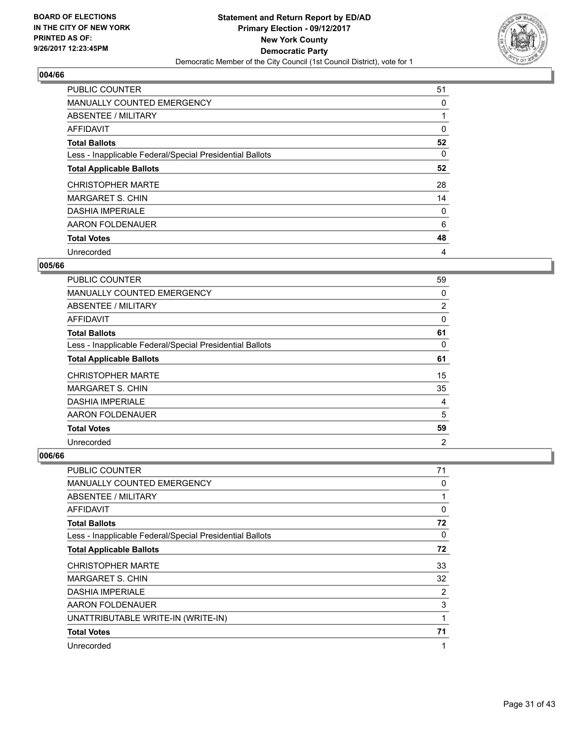BOARD OF ELECTIONS
IN THE CITY OF NEW YORK
PRINTED AS OF:
9/26/2017 12:23:45PM

**Statement and Return Report by ED/AD**
**Primary Election - 09/12/2017**
**New York County**
**Democratic Party**
Democratic Member of the City Council (1st Council District), vote for 1

### 004/66

| | |
|---|---|
| PUBLIC COUNTER | 51 |
| MANUALLY COUNTED EMERGENCY | 0 |
| ABSENTEE / MILITARY | 1 |
| AFFIDAVIT | 0 |
| **Total Ballots** | **52** |
| Less - Inapplicable Federal/Special Presidential Ballots | 0 |
| **Total Applicable Ballots** | **52** |
| CHRISTOPHER MARTE | 28 |
| MARGARET S. CHIN | 14 |
| DASHIA IMPERIALE | 0 |
| AARON FOLDENAUER | 6 |
| **Total Votes** | **48** |
| Unrecorded | 4 |

### 005/66

| | |
|---|---|
| PUBLIC COUNTER | 59 |
| MANUALLY COUNTED EMERGENCY | 0 |
| ABSENTEE / MILITARY | 2 |
| AFFIDAVIT | 0 |
| **Total Ballots** | **61** |
| Less - Inapplicable Federal/Special Presidential Ballots | 0 |
| **Total Applicable Ballots** | **61** |
| CHRISTOPHER MARTE | 15 |
| MARGARET S. CHIN | 35 |
| DASHIA IMPERIALE | 4 |
| AARON FOLDENAUER | 5 |
| **Total Votes** | **59** |
| Unrecorded | 2 |

### 006/66

| | |
|---|---|
| PUBLIC COUNTER | 71 |
| MANUALLY COUNTED EMERGENCY | 0 |
| ABSENTEE / MILITARY | 1 |
| AFFIDAVIT | 0 |
| **Total Ballots** | **72** |
| Less - Inapplicable Federal/Special Presidential Ballots | 0 |
| **Total Applicable Ballots** | **72** |
| CHRISTOPHER MARTE | 33 |
| MARGARET S. CHIN | 32 |
| DASHIA IMPERIALE | 2 |
| AARON FOLDENAUER | 3 |
| UNATTRIBUTABLE WRITE-IN (WRITE-IN) | 1 |
| **Total Votes** | **71** |
| Unrecorded | 1 |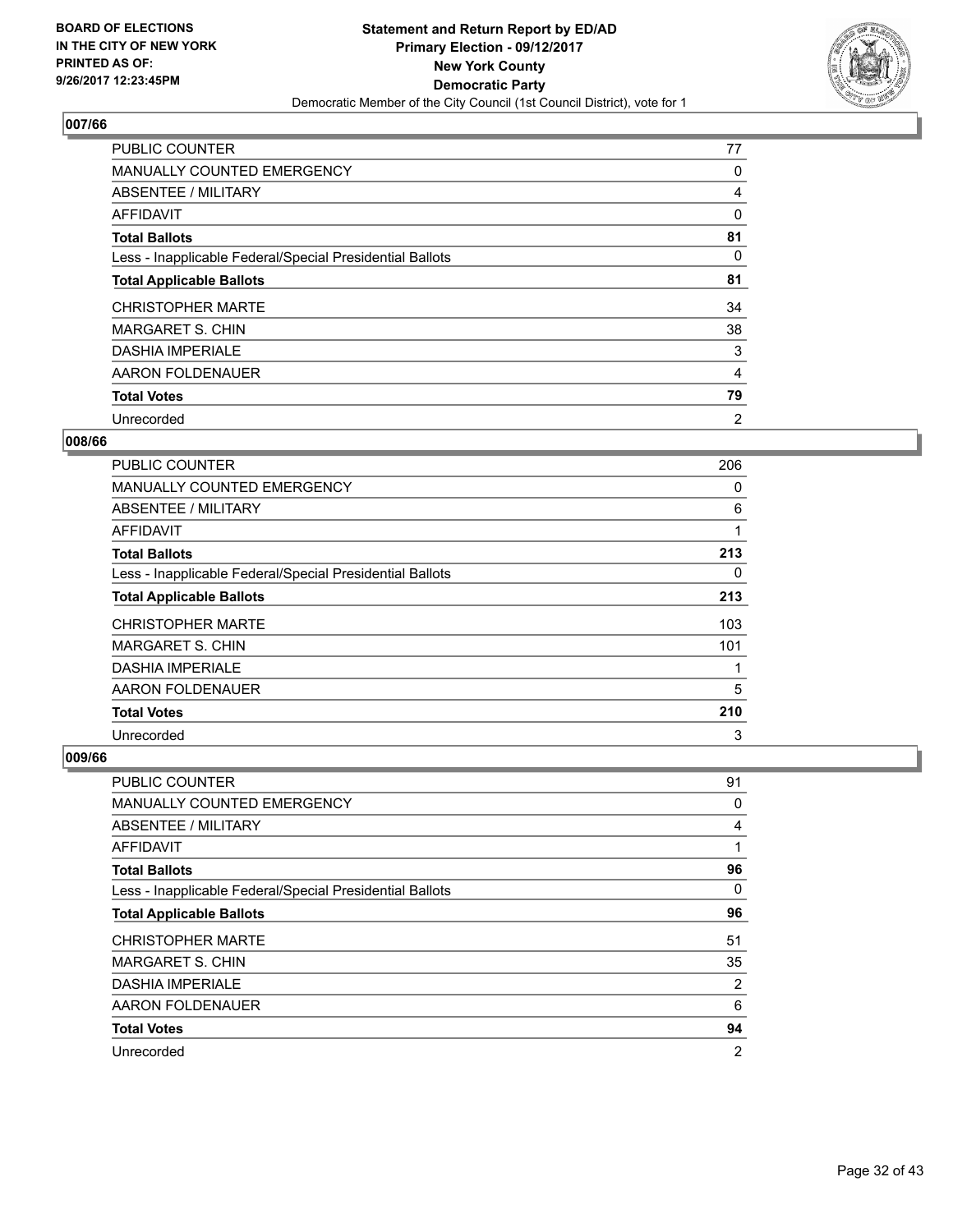BOARD OF ELECTIONS
IN THE CITY OF NEW YORK
PRINTED AS OF:
9/26/2017 12:23:45PM

**Statement and Return Report by ED/AD**
**Primary Election - 09/12/2017**
**New York County**
**Democratic Party**
Democratic Member of the City Council (1st Council District), vote for 1

### 007/66

| | |
|---|---|
| PUBLIC COUNTER | 77 |
| MANUALLY COUNTED EMERGENCY | 0 |
| ABSENTEE / MILITARY | 4 |
| AFFIDAVIT | 0 |
| **Total Ballots** | **81** |
| Less - Inapplicable Federal/Special Presidential Ballots | 0 |
| **Total Applicable Ballots** | **81** |
| CHRISTOPHER MARTE | 34 |
| MARGARET S. CHIN | 38 |
| DASHIA IMPERIALE | 3 |
| AARON FOLDENAUER | 4 |
| **Total Votes** | **79** |
| Unrecorded | 2 |

### 008/66

| | |
|---|---|
| PUBLIC COUNTER | 206 |
| MANUALLY COUNTED EMERGENCY | 0 |
| ABSENTEE / MILITARY | 6 |
| AFFIDAVIT | 1 |
| **Total Ballots** | **213** |
| Less - Inapplicable Federal/Special Presidential Ballots | 0 |
| **Total Applicable Ballots** | **213** |
| CHRISTOPHER MARTE | 103 |
| MARGARET S. CHIN | 101 |
| DASHIA IMPERIALE | 1 |
| AARON FOLDENAUER | 5 |
| **Total Votes** | **210** |
| Unrecorded | 3 |

### 009/66

| | |
|---|---|
| PUBLIC COUNTER | 91 |
| MANUALLY COUNTED EMERGENCY | 0 |
| ABSENTEE / MILITARY | 4 |
| AFFIDAVIT | 1 |
| **Total Ballots** | **96** |
| Less - Inapplicable Federal/Special Presidential Ballots | 0 |
| **Total Applicable Ballots** | **96** |
| CHRISTOPHER MARTE | 51 |
| MARGARET S. CHIN | 35 |
| DASHIA IMPERIALE | 2 |
| AARON FOLDENAUER | 6 |
| **Total Votes** | **94** |
| Unrecorded | 2 |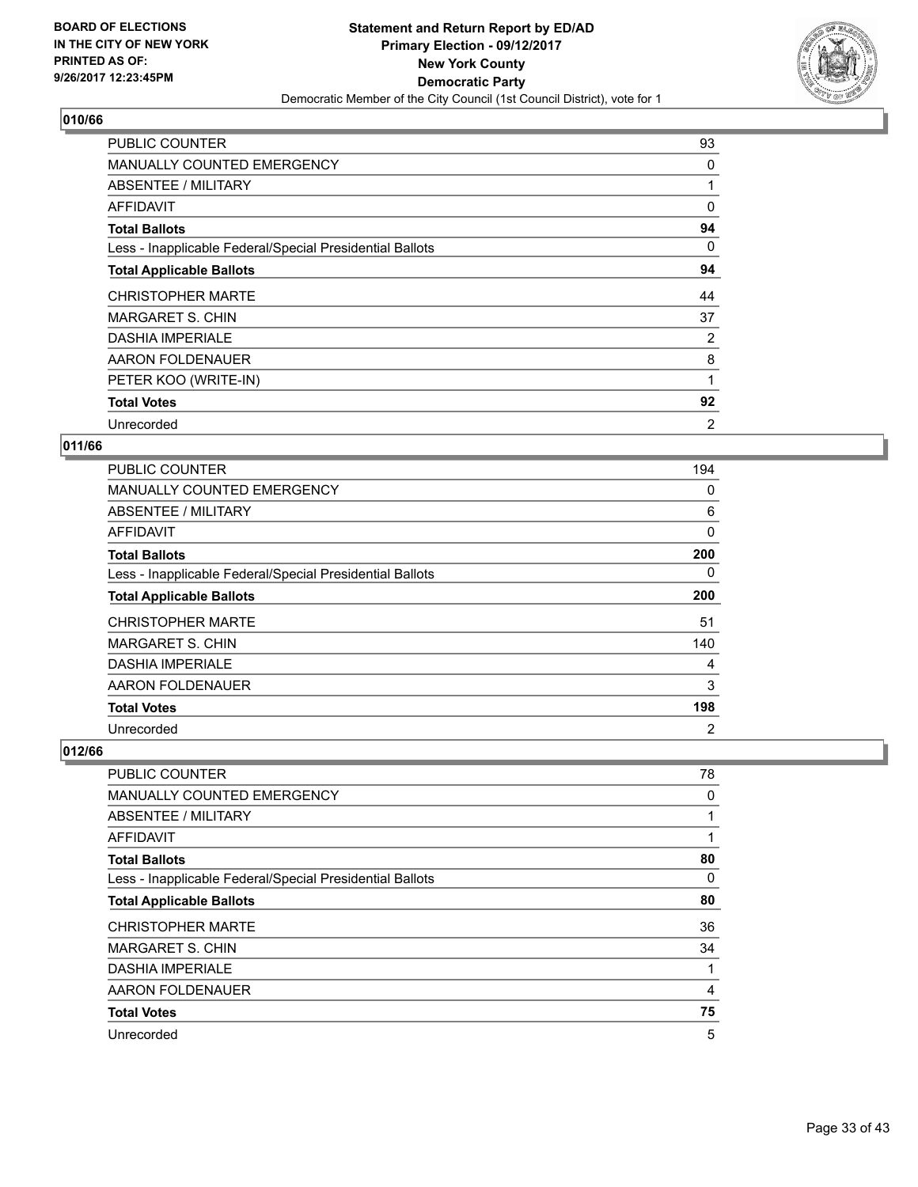BOARD OF ELECTIONS
IN THE CITY OF NEW YORK
PRINTED AS OF:
9/26/2017 12:23:45PM

**Statement and Return Report by ED/AD**
**Primary Election - 09/12/2017**
**New York County**
**Democratic Party**
Democratic Member of the City Council (1st Council District), vote for 1

### 010/66

| | |
|---|---|
| PUBLIC COUNTER | 93 |
| MANUALLY COUNTED EMERGENCY | 0 |
| ABSENTEE / MILITARY | 1 |
| AFFIDAVIT | 0 |
| **Total Ballots** | **94** |
| Less - Inapplicable Federal/Special Presidential Ballots | 0 |
| **Total Applicable Ballots** | **94** |
| CHRISTOPHER MARTE | 44 |
| MARGARET S. CHIN | 37 |
| DASHIA IMPERIALE | 2 |
| AARON FOLDENAUER | 8 |
| PETER KOO (WRITE-IN) | 1 |
| **Total Votes** | **92** |
| Unrecorded | 2 |

### 011/66

| | |
|---|---|
| PUBLIC COUNTER | 194 |
| MANUALLY COUNTED EMERGENCY | 0 |
| ABSENTEE / MILITARY | 6 |
| AFFIDAVIT | 0 |
| **Total Ballots** | **200** |
| Less - Inapplicable Federal/Special Presidential Ballots | 0 |
| **Total Applicable Ballots** | **200** |
| CHRISTOPHER MARTE | 51 |
| MARGARET S. CHIN | 140 |
| DASHIA IMPERIALE | 4 |
| AARON FOLDENAUER | 3 |
| **Total Votes** | **198** |
| Unrecorded | 2 |

### 012/66

| | |
|---|---|
| PUBLIC COUNTER | 78 |
| MANUALLY COUNTED EMERGENCY | 0 |
| ABSENTEE / MILITARY | 1 |
| AFFIDAVIT | 1 |
| **Total Ballots** | **80** |
| Less - Inapplicable Federal/Special Presidential Ballots | 0 |
| **Total Applicable Ballots** | **80** |
| CHRISTOPHER MARTE | 36 |
| MARGARET S. CHIN | 34 |
| DASHIA IMPERIALE | 1 |
| AARON FOLDENAUER | 4 |
| **Total Votes** | **75** |
| Unrecorded | 5 |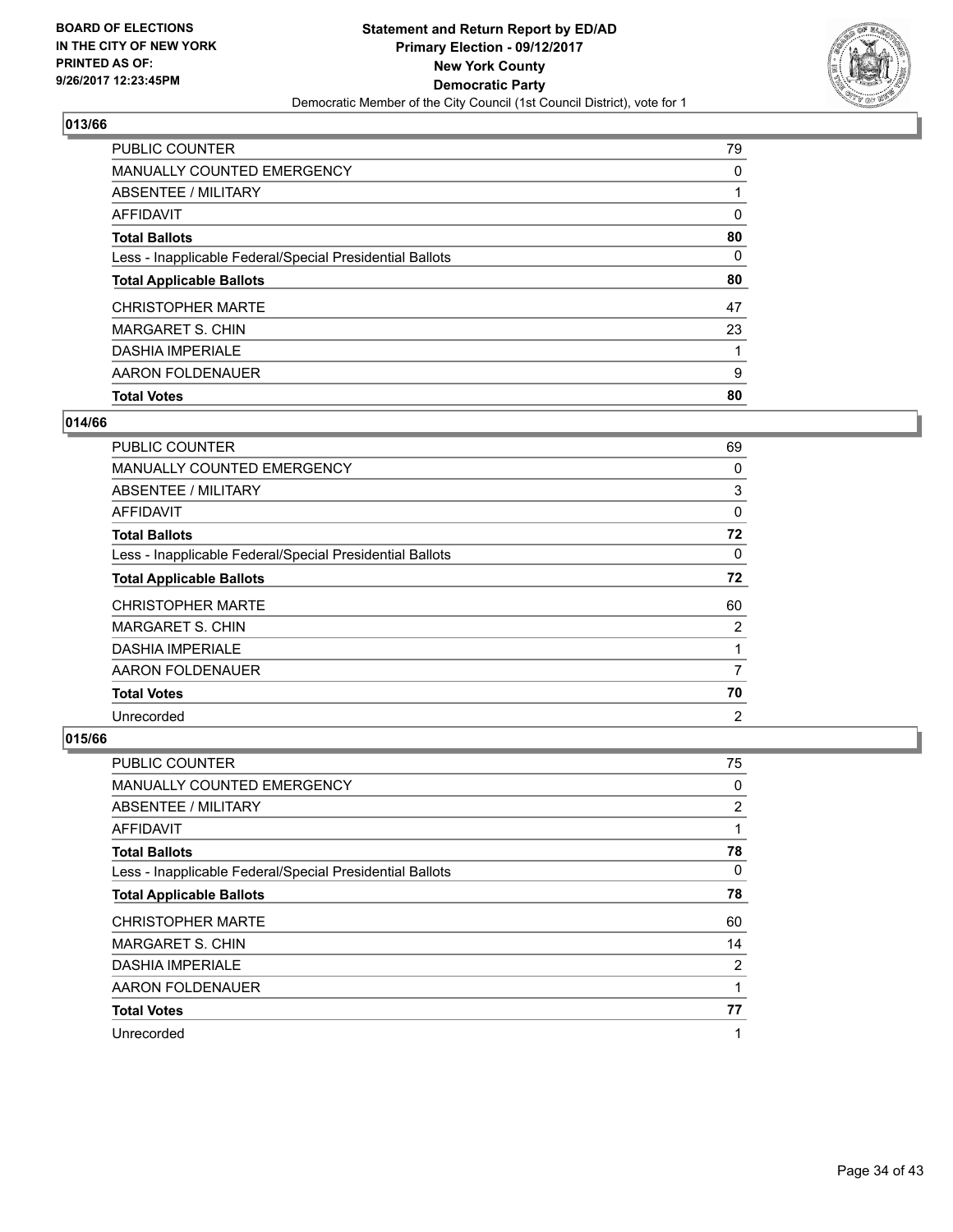## 013/66

| | |
|---|---|
| PUBLIC COUNTER | 79 |
| MANUALLY COUNTED EMERGENCY | 0 |
| ABSENTEE / MILITARY | 1 |
| AFFIDAVIT | 0 |
| **Total Ballots** | **80** |
| Less - Inapplicable Federal/Special Presidential Ballots | 0 |
| **Total Applicable Ballots** | **80** |
| CHRISTOPHER MARTE | 47 |
| MARGARET S. CHIN | 23 |
| DASHIA IMPERIALE | 1 |
| AARON FOLDENAUER | 9 |
| **Total Votes** | **80** |

## 014/66

| | |
|---|---|
| PUBLIC COUNTER | 69 |
| MANUALLY COUNTED EMERGENCY | 0 |
| ABSENTEE / MILITARY | 3 |
| AFFIDAVIT | 0 |
| **Total Ballots** | **72** |
| Less - Inapplicable Federal/Special Presidential Ballots | 0 |
| **Total Applicable Ballots** | **72** |
| CHRISTOPHER MARTE | 60 |
| MARGARET S. CHIN | 2 |
| DASHIA IMPERIALE | 1 |
| AARON FOLDENAUER | 7 |
| **Total Votes** | **70** |
| Unrecorded | 2 |

## 015/66

| | |
|---|---|
| PUBLIC COUNTER | 75 |
| MANUALLY COUNTED EMERGENCY | 0 |
| ABSENTEE / MILITARY | 2 |
| AFFIDAVIT | 1 |
| **Total Ballots** | **78** |
| Less - Inapplicable Federal/Special Presidential Ballots | 0 |
| **Total Applicable Ballots** | **78** |
| CHRISTOPHER MARTE | 60 |
| MARGARET S. CHIN | 14 |
| DASHIA IMPERIALE | 2 |
| AARON FOLDENAUER | 1 |
| **Total Votes** | **77** |
| Unrecorded | 1 |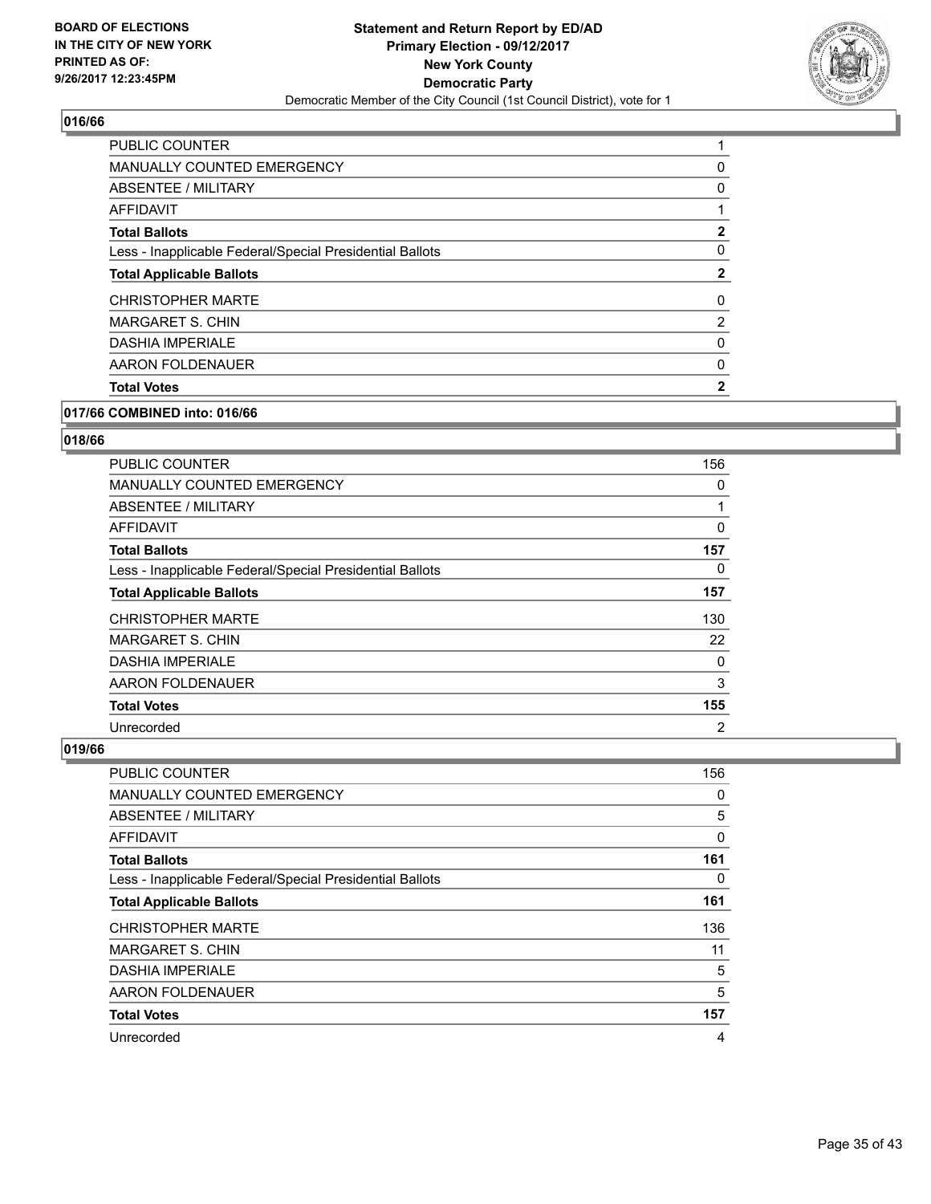## 016/66

| | |
|---|---|
| PUBLIC COUNTER | 1 |
| MANUALLY COUNTED EMERGENCY | 0 |
| ABSENTEE / MILITARY | 0 |
| AFFIDAVIT | 1 |
| **Total Ballots** | **2** |
| Less - Inapplicable Federal/Special Presidential Ballots | 0 |
| **Total Applicable Ballots** | **2** |
| CHRISTOPHER MARTE | 0 |
| MARGARET S. CHIN | 2 |
| DASHIA IMPERIALE | 0 |
| AARON FOLDENAUER | 0 |
| **Total Votes** | **2** |

## 017/66 COMBINED into: 016/66

## 018/66

| | |
|---|---|
| PUBLIC COUNTER | 156 |
| MANUALLY COUNTED EMERGENCY | 0 |
| ABSENTEE / MILITARY | 1 |
| AFFIDAVIT | 0 |
| **Total Ballots** | **157** |
| Less - Inapplicable Federal/Special Presidential Ballots | 0 |
| **Total Applicable Ballots** | **157** |
| CHRISTOPHER MARTE | 130 |
| MARGARET S. CHIN | 22 |
| DASHIA IMPERIALE | 0 |
| AARON FOLDENAUER | 3 |
| **Total Votes** | **155** |
| Unrecorded | 2 |

## 019/66

| | |
|---|---|
| PUBLIC COUNTER | 156 |
| MANUALLY COUNTED EMERGENCY | 0 |
| ABSENTEE / MILITARY | 5 |
| AFFIDAVIT | 0 |
| **Total Ballots** | **161** |
| Less - Inapplicable Federal/Special Presidential Ballots | 0 |
| **Total Applicable Ballots** | **161** |
| CHRISTOPHER MARTE | 136 |
| MARGARET S. CHIN | 11 |
| DASHIA IMPERIALE | 5 |
| AARON FOLDENAUER | 5 |
| **Total Votes** | **157** |
| Unrecorded | 4 |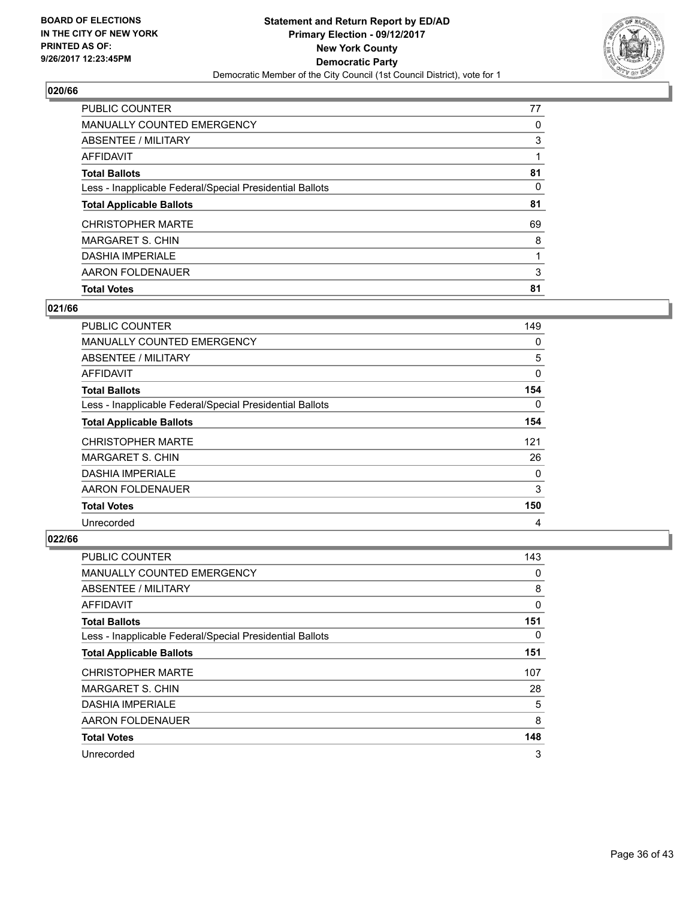**BOARD OF ELECTIONS IN THE CITY OF NEW YORK PRINTED AS OF: 9/26/2017 12:23:45PM**

**Statement and Return Report by ED/AD Primary Election - 09/12/2017 New York County Democratic Party**

Democratic Member of the City Council (1st Council District), vote for 1

## 020/66

| | |
|---|---|
| PUBLIC COUNTER | 77 |
| MANUALLY COUNTED EMERGENCY | 0 |
| ABSENTEE / MILITARY | 3 |
| AFFIDAVIT | 1 |
| **Total Ballots** | **81** |
| Less - Inapplicable Federal/Special Presidential Ballots | 0 |
| **Total Applicable Ballots** | **81** |
| CHRISTOPHER MARTE | 69 |
| MARGARET S. CHIN | 8 |
| DASHIA IMPERIALE | 1 |
| AARON FOLDENAUER | 3 |
| **Total Votes** | **81** |

## 021/66

| | |
|---|---|
| PUBLIC COUNTER | 149 |
| MANUALLY COUNTED EMERGENCY | 0 |
| ABSENTEE / MILITARY | 5 |
| AFFIDAVIT | 0 |
| **Total Ballots** | **154** |
| Less - Inapplicable Federal/Special Presidential Ballots | 0 |
| **Total Applicable Ballots** | **154** |
| CHRISTOPHER MARTE | 121 |
| MARGARET S. CHIN | 26 |
| DASHIA IMPERIALE | 0 |
| AARON FOLDENAUER | 3 |
| **Total Votes** | **150** |
| Unrecorded | 4 |

## 022/66

| | |
|---|---|
| PUBLIC COUNTER | 143 |
| MANUALLY COUNTED EMERGENCY | 0 |
| ABSENTEE / MILITARY | 8 |
| AFFIDAVIT | 0 |
| **Total Ballots** | **151** |
| Less - Inapplicable Federal/Special Presidential Ballots | 0 |
| **Total Applicable Ballots** | **151** |
| CHRISTOPHER MARTE | 107 |
| MARGARET S. CHIN | 28 |
| DASHIA IMPERIALE | 5 |
| AARON FOLDENAUER | 8 |
| **Total Votes** | **148** |
| Unrecorded | 3 |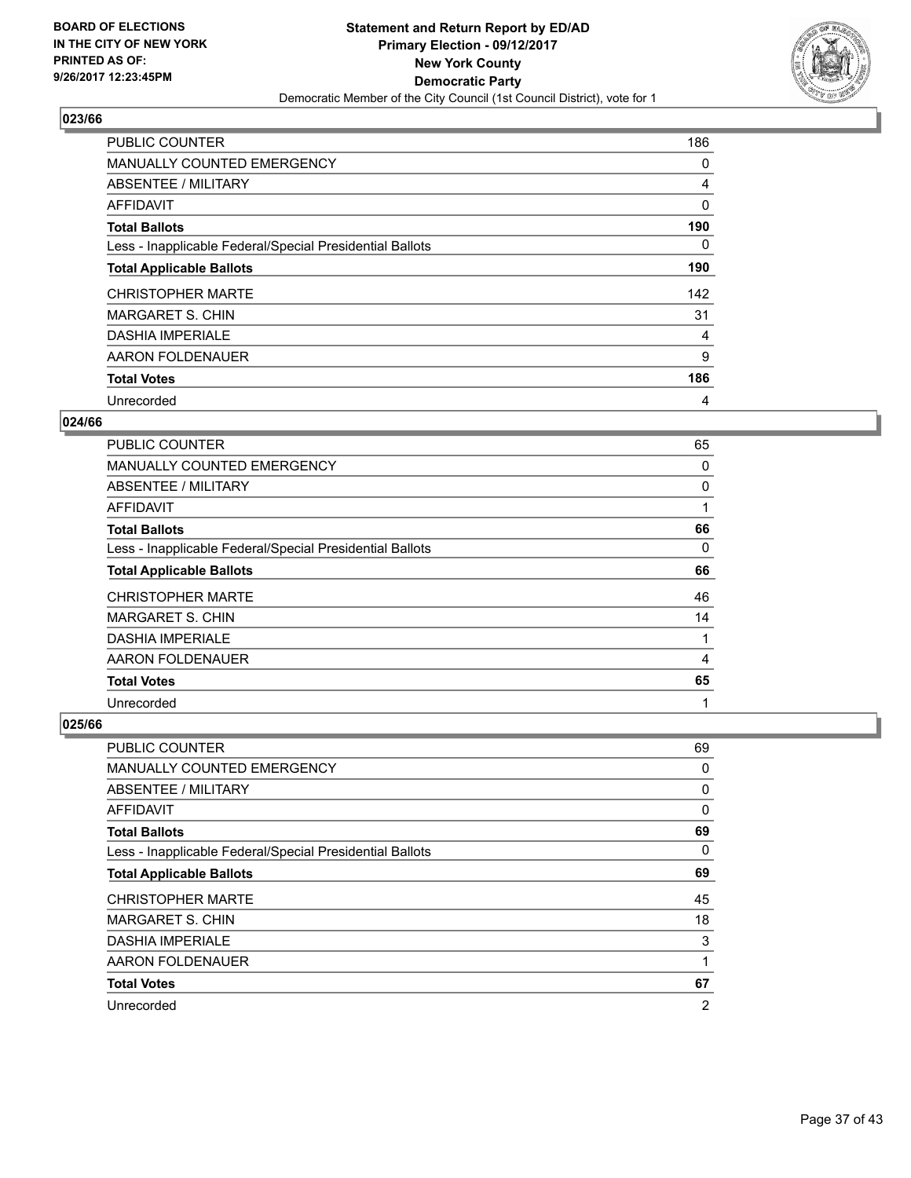**BOARD OF ELECTIONS IN THE CITY OF NEW YORK PRINTED AS OF: 9/26/2017 12:23:45PM**

**Statement and Return Report by ED/AD**
**Primary Election - 09/12/2017**
**New York County**
**Democratic Party**
Democratic Member of the City Council (1st Council District), vote for 1

### 023/66

| | |
|---|---|
| PUBLIC COUNTER | 186 |
| MANUALLY COUNTED EMERGENCY | 0 |
| ABSENTEE / MILITARY | 4 |
| AFFIDAVIT | 0 |
| **Total Ballots** | **190** |
| Less - Inapplicable Federal/Special Presidential Ballots | 0 |
| **Total Applicable Ballots** | **190** |
| CHRISTOPHER MARTE | 142 |
| MARGARET S. CHIN | 31 |
| DASHIA IMPERIALE | 4 |
| AARON FOLDENAUER | 9 |
| **Total Votes** | **186** |
| Unrecorded | 4 |

### 024/66

| | |
|---|---|
| PUBLIC COUNTER | 65 |
| MANUALLY COUNTED EMERGENCY | 0 |
| ABSENTEE / MILITARY | 0 |
| AFFIDAVIT | 1 |
| **Total Ballots** | **66** |
| Less - Inapplicable Federal/Special Presidential Ballots | 0 |
| **Total Applicable Ballots** | **66** |
| CHRISTOPHER MARTE | 46 |
| MARGARET S. CHIN | 14 |
| DASHIA IMPERIALE | 1 |
| AARON FOLDENAUER | 4 |
| **Total Votes** | **65** |
| Unrecorded | 1 |

### 025/66

| | |
|---|---|
| PUBLIC COUNTER | 69 |
| MANUALLY COUNTED EMERGENCY | 0 |
| ABSENTEE / MILITARY | 0 |
| AFFIDAVIT | 0 |
| **Total Ballots** | **69** |
| Less - Inapplicable Federal/Special Presidential Ballots | 0 |
| **Total Applicable Ballots** | **69** |
| CHRISTOPHER MARTE | 45 |
| MARGARET S. CHIN | 18 |
| DASHIA IMPERIALE | 3 |
| AARON FOLDENAUER | 1 |
| **Total Votes** | **67** |
| Unrecorded | 2 |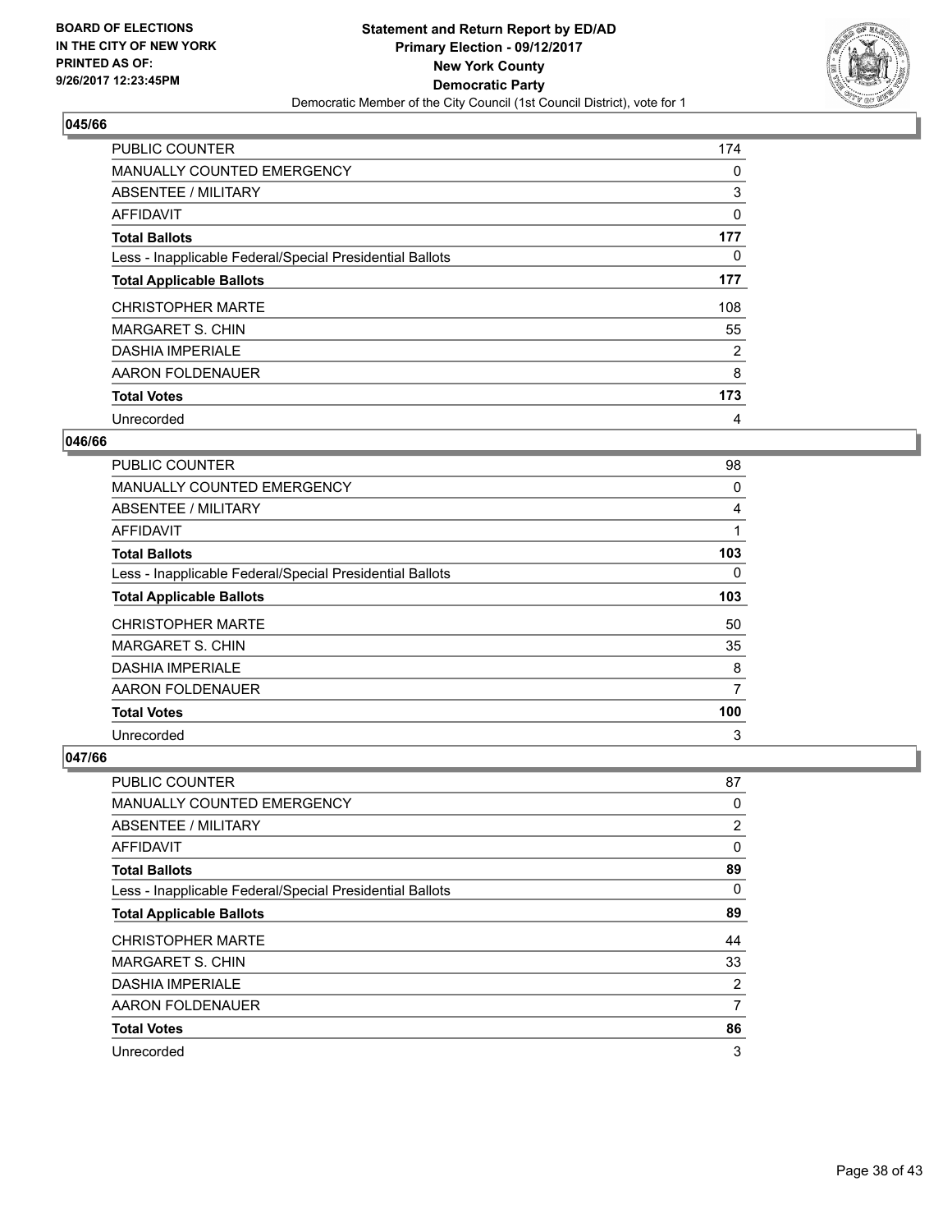**BOARD OF ELECTIONS IN THE CITY OF NEW YORK PRINTED AS OF: 9/26/2017 12:23:45PM**

**Statement and Return Report by ED/AD Primary Election - 09/12/2017 New York County Democratic Party**
Democratic Member of the City Council (1st Council District), vote for 1

### 045/66

| | |
|---|---|
| PUBLIC COUNTER | 174 |
| MANUALLY COUNTED EMERGENCY | 0 |
| ABSENTEE / MILITARY | 3 |
| AFFIDAVIT | 0 |
| **Total Ballots** | **177** |
| Less - Inapplicable Federal/Special Presidential Ballots | 0 |
| **Total Applicable Ballots** | **177** |
| CHRISTOPHER MARTE | 108 |
| MARGARET S. CHIN | 55 |
| DASHIA IMPERIALE | 2 |
| AARON FOLDENAUER | 8 |
| **Total Votes** | **173** |
| Unrecorded | 4 |

### 046/66

| | |
|---|---|
| PUBLIC COUNTER | 98 |
| MANUALLY COUNTED EMERGENCY | 0 |
| ABSENTEE / MILITARY | 4 |
| AFFIDAVIT | 1 |
| **Total Ballots** | **103** |
| Less - Inapplicable Federal/Special Presidential Ballots | 0 |
| **Total Applicable Ballots** | **103** |
| CHRISTOPHER MARTE | 50 |
| MARGARET S. CHIN | 35 |
| DASHIA IMPERIALE | 8 |
| AARON FOLDENAUER | 7 |
| **Total Votes** | **100** |
| Unrecorded | 3 |

### 047/66

| | |
|---|---|
| PUBLIC COUNTER | 87 |
| MANUALLY COUNTED EMERGENCY | 0 |
| ABSENTEE / MILITARY | 2 |
| AFFIDAVIT | 0 |
| **Total Ballots** | **89** |
| Less - Inapplicable Federal/Special Presidential Ballots | 0 |
| **Total Applicable Ballots** | **89** |
| CHRISTOPHER MARTE | 44 |
| MARGARET S. CHIN | 33 |
| DASHIA IMPERIALE | 2 |
| AARON FOLDENAUER | 7 |
| **Total Votes** | **86** |
| Unrecorded | 3 |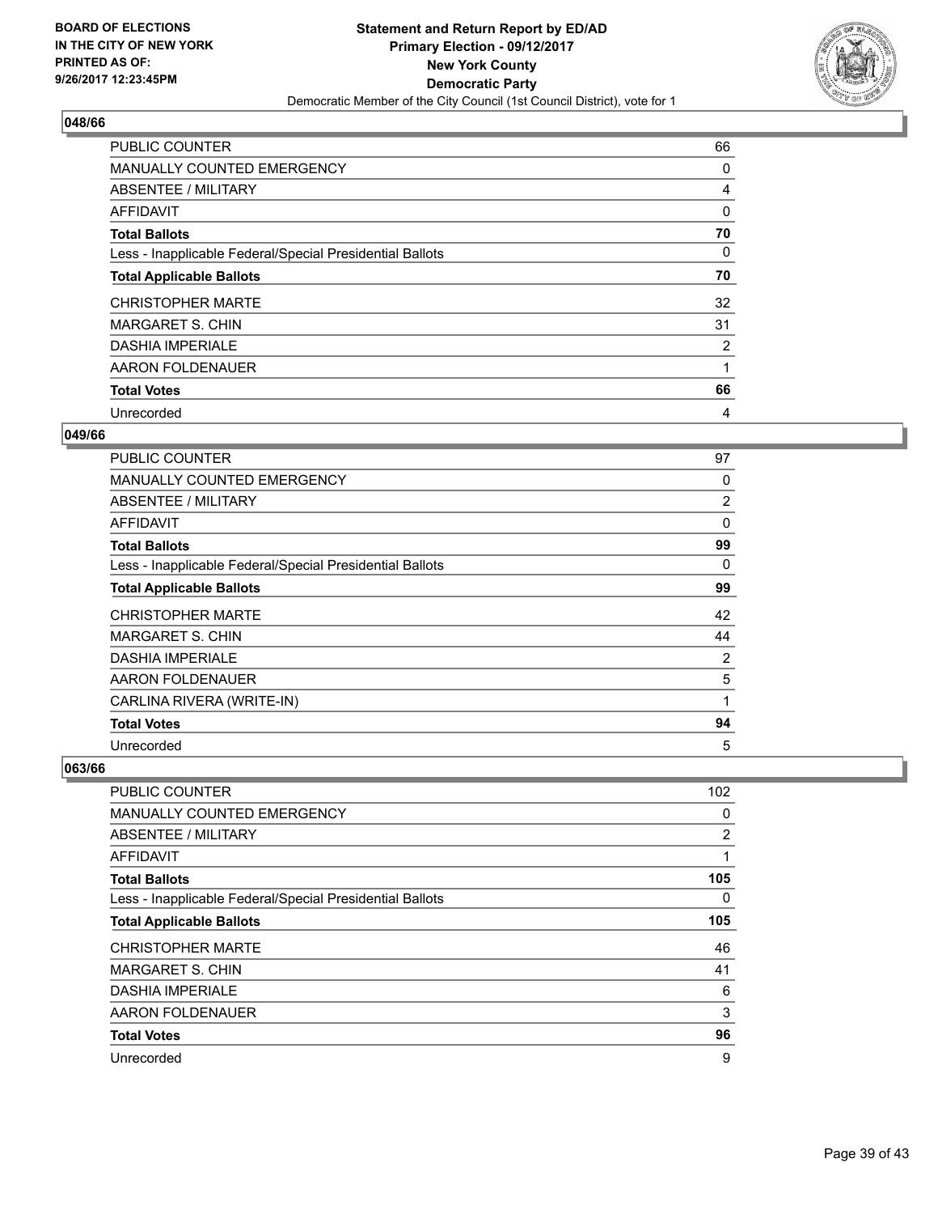BOARD OF ELECTIONS
IN THE CITY OF NEW YORK
PRINTED AS OF:
9/26/2017 12:23:45PM

**Statement and Return Report by ED/AD**
**Primary Election - 09/12/2017**
**New York County**
**Democratic Party**
Democratic Member of the City Council (1st Council District), vote for 1

## 048/66

| | |
|---|---|
| PUBLIC COUNTER | 66 |
| MANUALLY COUNTED EMERGENCY | 0 |
| ABSENTEE / MILITARY | 4 |
| AFFIDAVIT | 0 |
| **Total Ballots** | **70** |
| Less - Inapplicable Federal/Special Presidential Ballots | 0 |
| **Total Applicable Ballots** | **70** |
| CHRISTOPHER MARTE | 32 |
| MARGARET S. CHIN | 31 |
| DASHIA IMPERIALE | 2 |
| AARON FOLDENAUER | 1 |
| **Total Votes** | **66** |
| Unrecorded | 4 |

## 049/66

| | |
|---|---|
| PUBLIC COUNTER | 97 |
| MANUALLY COUNTED EMERGENCY | 0 |
| ABSENTEE / MILITARY | 2 |
| AFFIDAVIT | 0 |
| **Total Ballots** | **99** |
| Less - Inapplicable Federal/Special Presidential Ballots | 0 |
| **Total Applicable Ballots** | **99** |
| CHRISTOPHER MARTE | 42 |
| MARGARET S. CHIN | 44 |
| DASHIA IMPERIALE | 2 |
| AARON FOLDENAUER | 5 |
| CARLINA RIVERA (WRITE-IN) | 1 |
| **Total Votes** | **94** |
| Unrecorded | 5 |

## 063/66

| | |
|---|---|
| PUBLIC COUNTER | 102 |
| MANUALLY COUNTED EMERGENCY | 0 |
| ABSENTEE / MILITARY | 2 |
| AFFIDAVIT | 1 |
| **Total Ballots** | **105** |
| Less - Inapplicable Federal/Special Presidential Ballots | 0 |
| **Total Applicable Ballots** | **105** |
| CHRISTOPHER MARTE | 46 |
| MARGARET S. CHIN | 41 |
| DASHIA IMPERIALE | 6 |
| AARON FOLDENAUER | 3 |
| **Total Votes** | **96** |
| Unrecorded | 9 |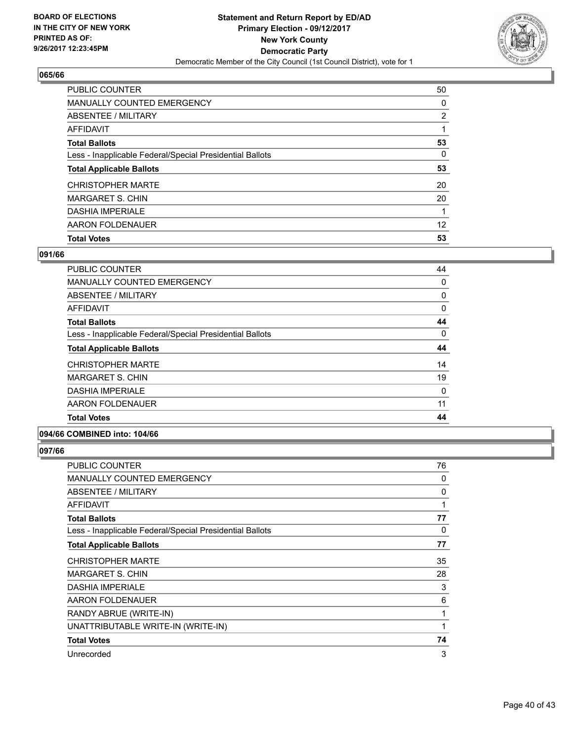**BOARD OF ELECTIONS IN THE CITY OF NEW YORK PRINTED AS OF: 9/26/2017 12:23:45PM**

**Statement and Return Report by ED/AD Primary Election - 09/12/2017 New York County Democratic Party**

Democratic Member of the City Council (1st Council District), vote for 1

### 065/66

| | |
|---|---|
| PUBLIC COUNTER | 50 |
| MANUALLY COUNTED EMERGENCY | 0 |
| ABSENTEE / MILITARY | 2 |
| AFFIDAVIT | 1 |
| **Total Ballots** | **53** |
| Less - Inapplicable Federal/Special Presidential Ballots | 0 |
| **Total Applicable Ballots** | **53** |
| CHRISTOPHER MARTE | 20 |
| MARGARET S. CHIN | 20 |
| DASHIA IMPERIALE | 1 |
| AARON FOLDENAUER | 12 |
| **Total Votes** | **53** |

### 091/66

| | |
|---|---|
| PUBLIC COUNTER | 44 |
| MANUALLY COUNTED EMERGENCY | 0 |
| ABSENTEE / MILITARY | 0 |
| AFFIDAVIT | 0 |
| **Total Ballots** | **44** |
| Less - Inapplicable Federal/Special Presidential Ballots | 0 |
| **Total Applicable Ballots** | **44** |
| CHRISTOPHER MARTE | 14 |
| MARGARET S. CHIN | 19 |
| DASHIA IMPERIALE | 0 |
| AARON FOLDENAUER | 11 |
| **Total Votes** | **44** |

### 094/66 COMBINED into: 104/66

### 097/66

| | |
|---|---|
| PUBLIC COUNTER | 76 |
| MANUALLY COUNTED EMERGENCY | 0 |
| ABSENTEE / MILITARY | 0 |
| AFFIDAVIT | 1 |
| **Total Ballots** | **77** |
| Less - Inapplicable Federal/Special Presidential Ballots | 0 |
| **Total Applicable Ballots** | **77** |
| CHRISTOPHER MARTE | 35 |
| MARGARET S. CHIN | 28 |
| DASHIA IMPERIALE | 3 |
| AARON FOLDENAUER | 6 |
| RANDY ABRUE (WRITE-IN) | 1 |
| UNATTRIBUTABLE WRITE-IN (WRITE-IN) | 1 |
| **Total Votes** | **74** |
| Unrecorded | 3 |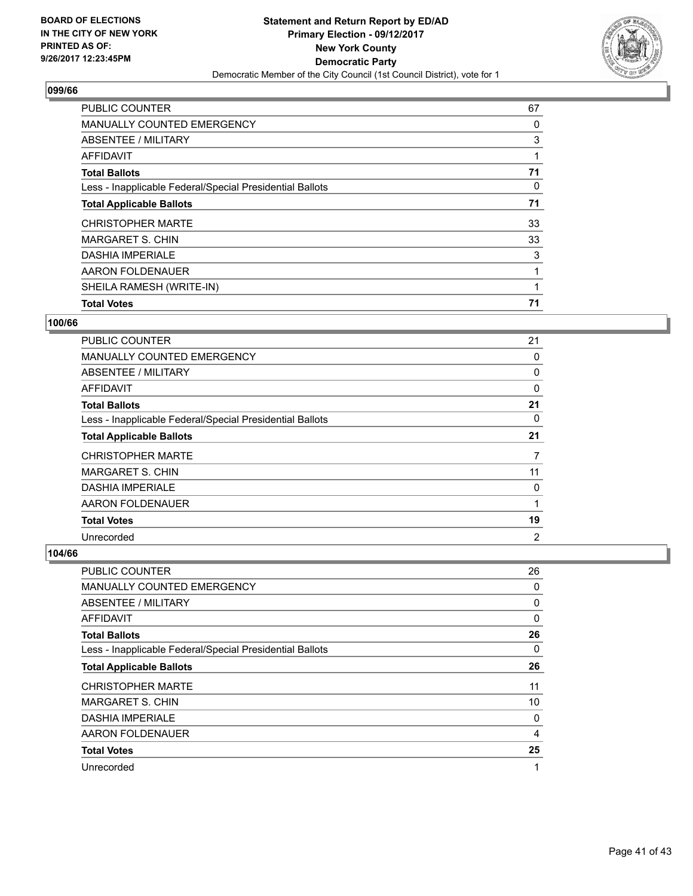**BOARD OF ELECTIONS IN THE CITY OF NEW YORK PRINTED AS OF: 9/26/2017 12:23:45PM**

**Statement and Return Report by ED/AD**
**Primary Election - 09/12/2017**
**New York County**
**Democratic Party**
Democratic Member of the City Council (1st Council District), vote for 1

### 099/66

| | |
|---|---|
| PUBLIC COUNTER | 67 |
| MANUALLY COUNTED EMERGENCY | 0 |
| ABSENTEE / MILITARY | 3 |
| AFFIDAVIT | 1 |
| **Total Ballots** | **71** |
| Less - Inapplicable Federal/Special Presidential Ballots | 0 |
| **Total Applicable Ballots** | **71** |
| CHRISTOPHER MARTE | 33 |
| MARGARET S. CHIN | 33 |
| DASHIA IMPERIALE | 3 |
| AARON FOLDENAUER | 1 |
| SHEILA RAMESH (WRITE-IN) | 1 |
| **Total Votes** | **71** |

### 100/66

| | |
|---|---|
| PUBLIC COUNTER | 21 |
| MANUALLY COUNTED EMERGENCY | 0 |
| ABSENTEE / MILITARY | 0 |
| AFFIDAVIT | 0 |
| **Total Ballots** | **21** |
| Less - Inapplicable Federal/Special Presidential Ballots | 0 |
| **Total Applicable Ballots** | **21** |
| CHRISTOPHER MARTE | 7 |
| MARGARET S. CHIN | 11 |
| DASHIA IMPERIALE | 0 |
| AARON FOLDENAUER | 1 |
| **Total Votes** | **19** |
| Unrecorded | 2 |

### 104/66

| | |
|---|---|
| PUBLIC COUNTER | 26 |
| MANUALLY COUNTED EMERGENCY | 0 |
| ABSENTEE / MILITARY | 0 |
| AFFIDAVIT | 0 |
| **Total Ballots** | **26** |
| Less - Inapplicable Federal/Special Presidential Ballots | 0 |
| **Total Applicable Ballots** | **26** |
| CHRISTOPHER MARTE | 11 |
| MARGARET S. CHIN | 10 |
| DASHIA IMPERIALE | 0 |
| AARON FOLDENAUER | 4 |
| **Total Votes** | **25** |
| Unrecorded | 1 |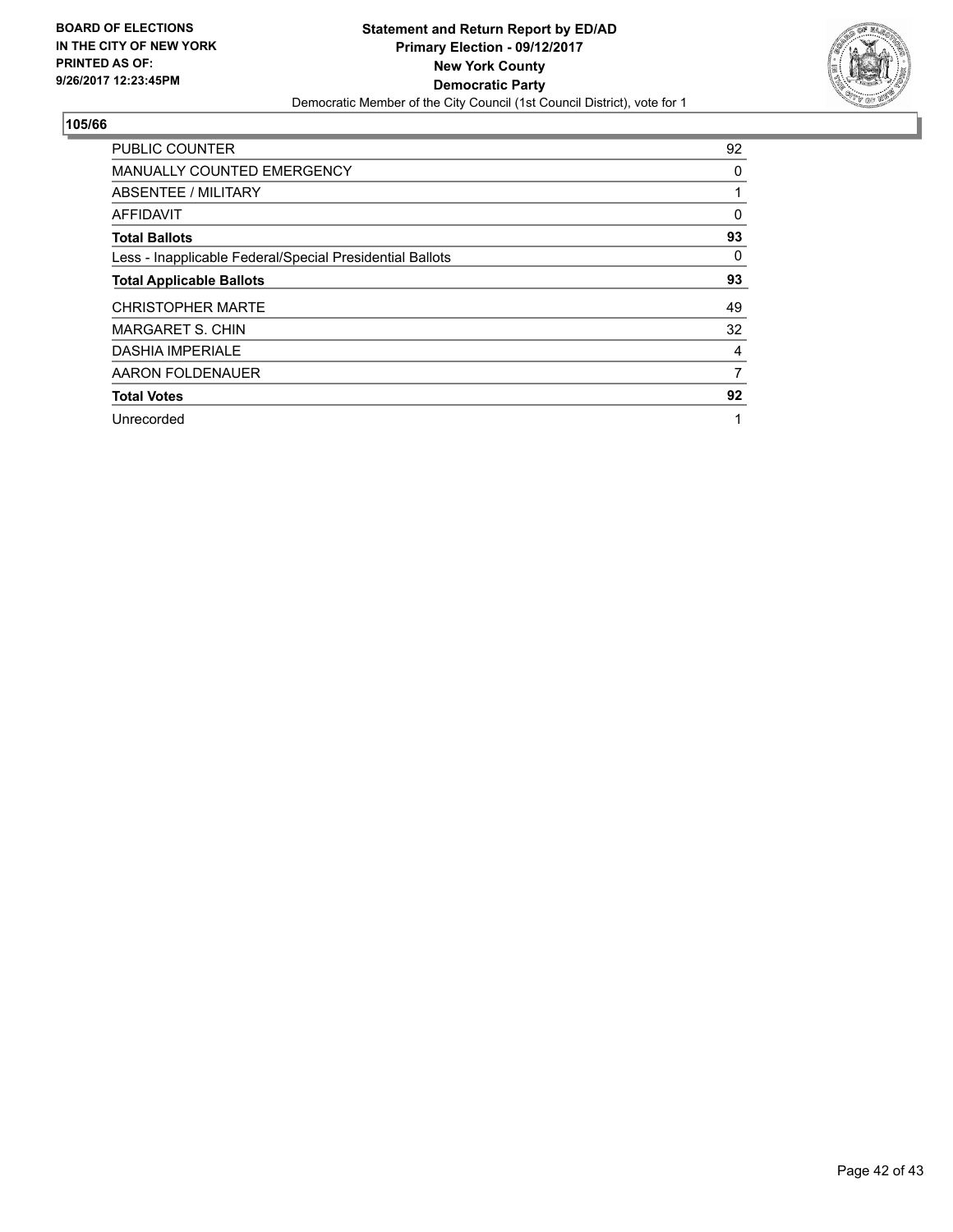**BOARD OF ELECTIONS IN THE CITY OF NEW YORK PRINTED AS OF: 9/26/2017 12:23:45PM**

**Statement and Return Report by ED/AD**
**Primary Election - 09/12/2017**
**New York County**
**Democratic Party**
Democratic Member of the City Council (1st Council District), vote for 1

## 105/66

| | |
|---|---|
| PUBLIC COUNTER | 92 |
| MANUALLY COUNTED EMERGENCY | 0 |
| ABSENTEE / MILITARY | 1 |
| AFFIDAVIT | 0 |
| **Total Ballots** | **93** |
| Less - Inapplicable Federal/Special Presidential Ballots | 0 |
| **Total Applicable Ballots** | **93** |
| CHRISTOPHER MARTE | 49 |
| MARGARET S. CHIN | 32 |
| DASHIA IMPERIALE | 4 |
| AARON FOLDENAUER | 7 |
| **Total Votes** | **92** |
| Unrecorded | 1 |